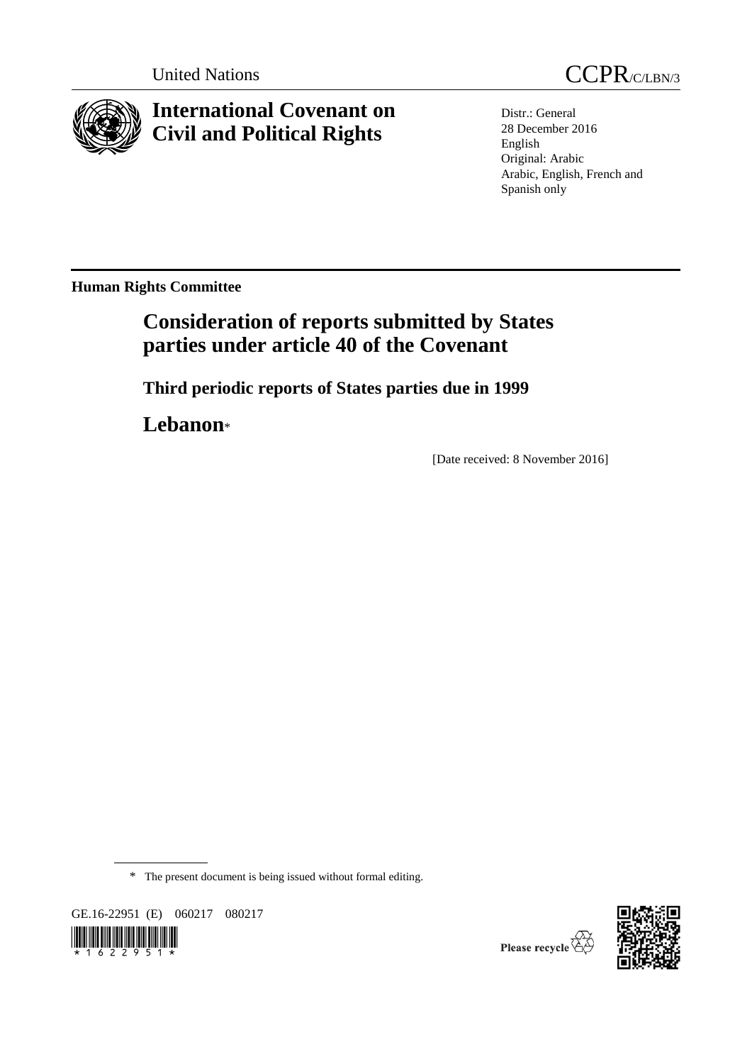United Nations

CCPR/C/LBN/3

# International Covenant on Civil and Political Rights

Distr.: General
28 December 2016
English
Original: Arabic
Arabic, English, French and Spanish only

**Human Rights Committee**

## Consideration of reports submitted by States parties under article 40 of the Covenant

### Third periodic reports of States parties due in 1999

## Lebanon*

[Date received: 8 November 2016]

\* The present document is being issued without formal editing.

GE.16-22951 (E) 060217 080217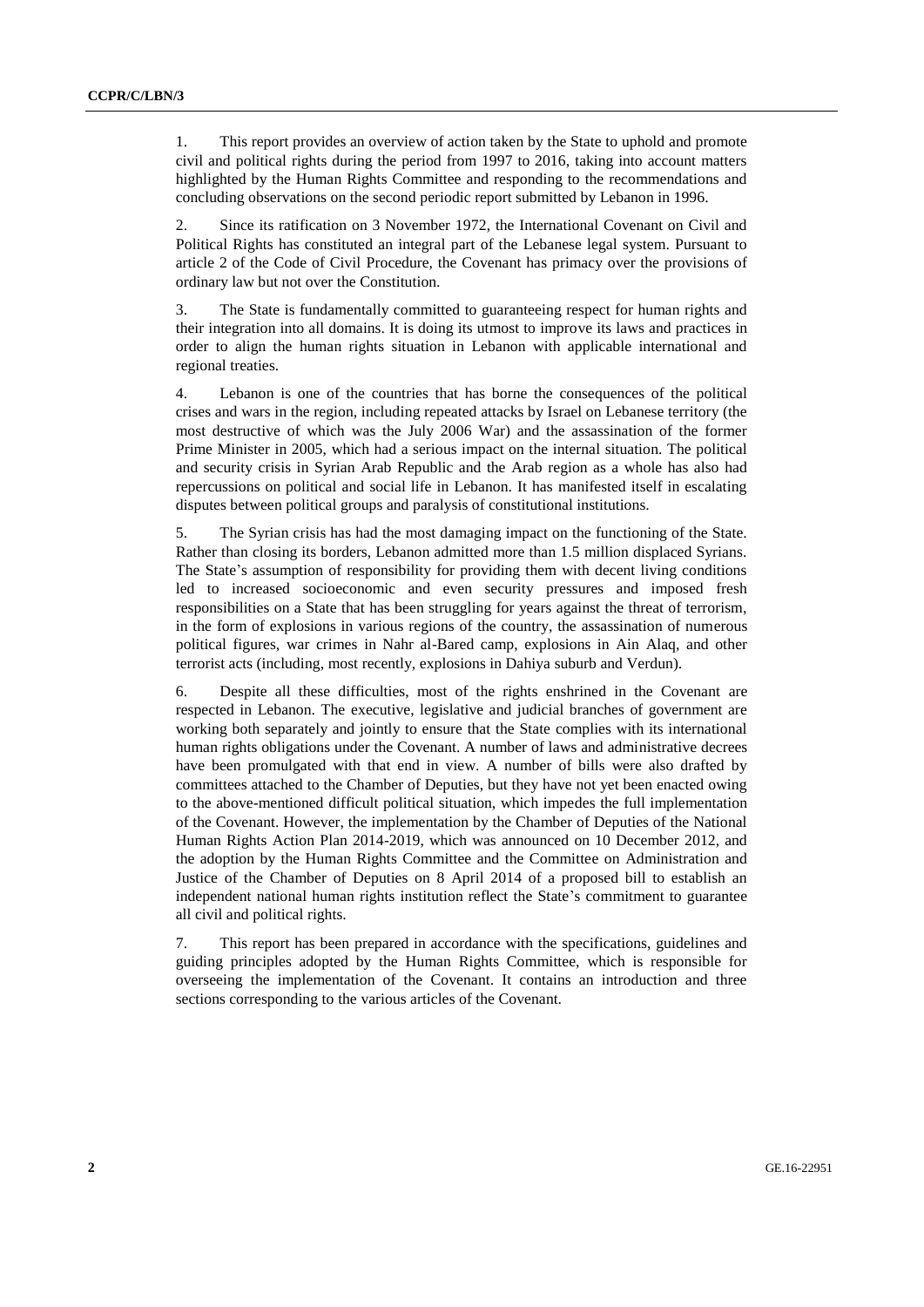1. This report provides an overview of action taken by the State to uphold and promote civil and political rights during the period from 1997 to 2016, taking into account matters highlighted by the Human Rights Committee and responding to the recommendations and concluding observations on the second periodic report submitted by Lebanon in 1996.

2. Since its ratification on 3 November 1972, the International Covenant on Civil and Political Rights has constituted an integral part of the Lebanese legal system. Pursuant to article 2 of the Code of Civil Procedure, the Covenant has primacy over the provisions of ordinary law but not over the Constitution.

3. The State is fundamentally committed to guaranteeing respect for human rights and their integration into all domains. It is doing its utmost to improve its laws and practices in order to align the human rights situation in Lebanon with applicable international and regional treaties.

4. Lebanon is one of the countries that has borne the consequences of the political crises and wars in the region, including repeated attacks by Israel on Lebanese territory (the most destructive of which was the July 2006 War) and the assassination of the former Prime Minister in 2005, which had a serious impact on the internal situation. The political and security crisis in Syrian Arab Republic and the Arab region as a whole has also had repercussions on political and social life in Lebanon. It has manifested itself in escalating disputes between political groups and paralysis of constitutional institutions.

5. The Syrian crisis has had the most damaging impact on the functioning of the State. Rather than closing its borders, Lebanon admitted more than 1.5 million displaced Syrians. The State's assumption of responsibility for providing them with decent living conditions led to increased socioeconomic and even security pressures and imposed fresh responsibilities on a State that has been struggling for years against the threat of terrorism, in the form of explosions in various regions of the country, the assassination of numerous political figures, war crimes in Nahr al-Bared camp, explosions in Ain Alaq, and other terrorist acts (including, most recently, explosions in Dahiya suburb and Verdun).

6. Despite all these difficulties, most of the rights enshrined in the Covenant are respected in Lebanon. The executive, legislative and judicial branches of government are working both separately and jointly to ensure that the State complies with its international human rights obligations under the Covenant. A number of laws and administrative decrees have been promulgated with that end in view. A number of bills were also drafted by committees attached to the Chamber of Deputies, but they have not yet been enacted owing to the above-mentioned difficult political situation, which impedes the full implementation of the Covenant. However, the implementation by the Chamber of Deputies of the National Human Rights Action Plan 2014-2019, which was announced on 10 December 2012, and the adoption by the Human Rights Committee and the Committee on Administration and Justice of the Chamber of Deputies on 8 April 2014 of a proposed bill to establish an independent national human rights institution reflect the State's commitment to guarantee all civil and political rights.

7. This report has been prepared in accordance with the specifications, guidelines and guiding principles adopted by the Human Rights Committee, which is responsible for overseeing the implementation of the Covenant. It contains an introduction and three sections corresponding to the various articles of the Covenant.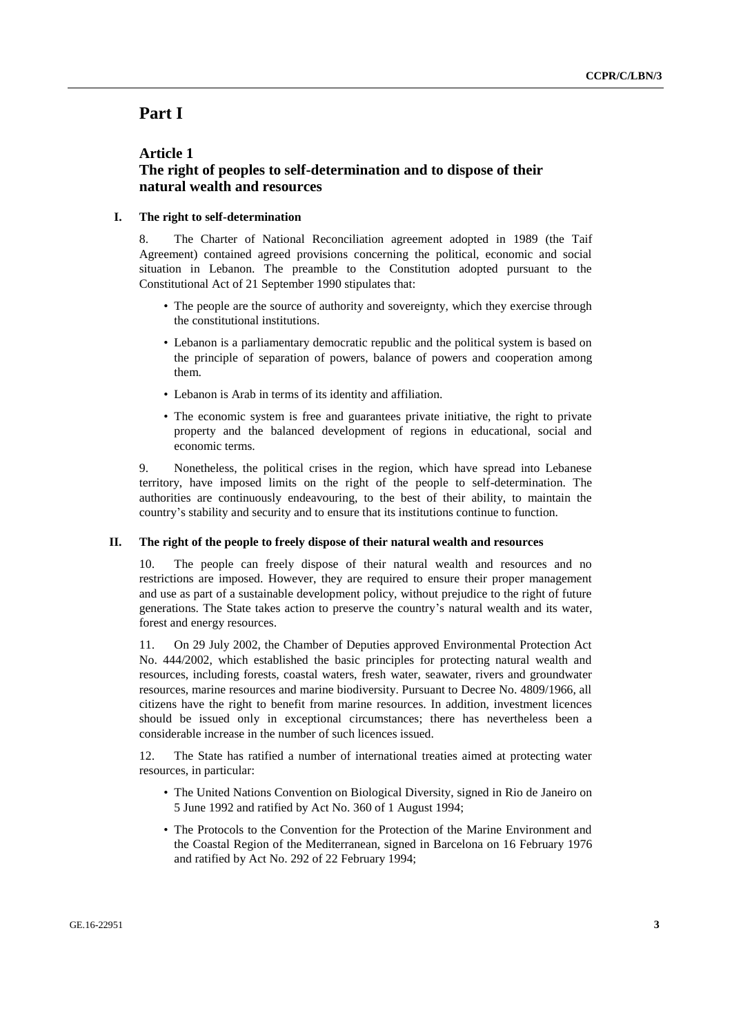# Part I

## Article 1
## The right of peoples to self-determination and to dispose of their natural wealth and resources

### I. The right to self-determination

8. The Charter of National Reconciliation agreement adopted in 1989 (the Taif Agreement) contained agreed provisions concerning the political, economic and social situation in Lebanon. The preamble to the Constitution adopted pursuant to the Constitutional Act of 21 September 1990 stipulates that:

- The people are the source of authority and sovereignty, which they exercise through the constitutional institutions.
- Lebanon is a parliamentary democratic republic and the political system is based on the principle of separation of powers, balance of powers and cooperation among them.
- Lebanon is Arab in terms of its identity and affiliation.
- The economic system is free and guarantees private initiative, the right to private property and the balanced development of regions in educational, social and economic terms.

9. Nonetheless, the political crises in the region, which have spread into Lebanese territory, have imposed limits on the right of the people to self-determination. The authorities are continuously endeavouring, to the best of their ability, to maintain the country's stability and security and to ensure that its institutions continue to function.

### II. The right of the people to freely dispose of their natural wealth and resources

10. The people can freely dispose of their natural wealth and resources and no restrictions are imposed. However, they are required to ensure their proper management and use as part of a sustainable development policy, without prejudice to the right of future generations. The State takes action to preserve the country's natural wealth and its water, forest and energy resources.

11. On 29 July 2002, the Chamber of Deputies approved Environmental Protection Act No. 444/2002, which established the basic principles for protecting natural wealth and resources, including forests, coastal waters, fresh water, seawater, rivers and groundwater resources, marine resources and marine biodiversity. Pursuant to Decree No. 4809/1966, all citizens have the right to benefit from marine resources. In addition, investment licences should be issued only in exceptional circumstances; there has nevertheless been a considerable increase in the number of such licences issued.

12. The State has ratified a number of international treaties aimed at protecting water resources, in particular:

- The United Nations Convention on Biological Diversity, signed in Rio de Janeiro on 5 June 1992 and ratified by Act No. 360 of 1 August 1994;
- The Protocols to the Convention for the Protection of the Marine Environment and the Coastal Region of the Mediterranean, signed in Barcelona on 16 February 1976 and ratified by Act No. 292 of 22 February 1994;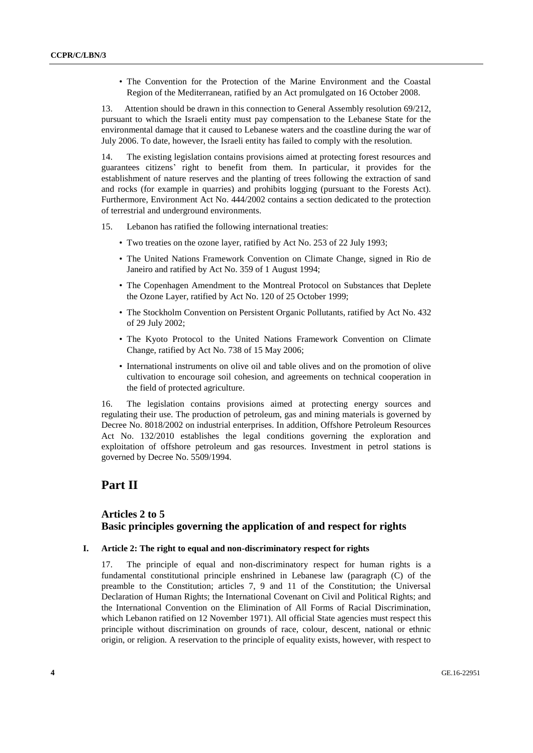- The Convention for the Protection of the Marine Environment and the Coastal Region of the Mediterranean, ratified by an Act promulgated on 16 October 2008.

13. Attention should be drawn in this connection to General Assembly resolution 69/212, pursuant to which the Israeli entity must pay compensation to the Lebanese State for the environmental damage that it caused to Lebanese waters and the coastline during the war of July 2006. To date, however, the Israeli entity has failed to comply with the resolution.

14. The existing legislation contains provisions aimed at protecting forest resources and guarantees citizens' right to benefit from them. In particular, it provides for the establishment of nature reserves and the planting of trees following the extraction of sand and rocks (for example in quarries) and prohibits logging (pursuant to the Forests Act). Furthermore, Environment Act No. 444/2002 contains a section dedicated to the protection of terrestrial and underground environments.

15. Lebanon has ratified the following international treaties:

- Two treaties on the ozone layer, ratified by Act No. 253 of 22 July 1993;
- The United Nations Framework Convention on Climate Change, signed in Rio de Janeiro and ratified by Act No. 359 of 1 August 1994;
- The Copenhagen Amendment to the Montreal Protocol on Substances that Deplete the Ozone Layer, ratified by Act No. 120 of 25 October 1999;
- The Stockholm Convention on Persistent Organic Pollutants, ratified by Act No. 432 of 29 July 2002;
- The Kyoto Protocol to the United Nations Framework Convention on Climate Change, ratified by Act No. 738 of 15 May 2006;
- International instruments on olive oil and table olives and on the promotion of olive cultivation to encourage soil cohesion, and agreements on technical cooperation in the field of protected agriculture.

16. The legislation contains provisions aimed at protecting energy sources and regulating their use. The production of petroleum, gas and mining materials is governed by Decree No. 8018/2002 on industrial enterprises. In addition, Offshore Petroleum Resources Act No. 132/2010 establishes the legal conditions governing the exploration and exploitation of offshore petroleum and gas resources. Investment in petrol stations is governed by Decree No. 5509/1994.

# Part II

## Articles 2 to 5
## Basic principles governing the application of and respect for rights

### I. Article 2: The right to equal and non-discriminatory respect for rights

17. The principle of equal and non-discriminatory respect for human rights is a fundamental constitutional principle enshrined in Lebanese law (paragraph (C) of the preamble to the Constitution; articles 7, 9 and 11 of the Constitution; the Universal Declaration of Human Rights; the International Covenant on Civil and Political Rights; and the International Convention on the Elimination of All Forms of Racial Discrimination, which Lebanon ratified on 12 November 1971). All official State agencies must respect this principle without discrimination on grounds of race, colour, descent, national or ethnic origin, or religion. A reservation to the principle of equality exists, however, with respect to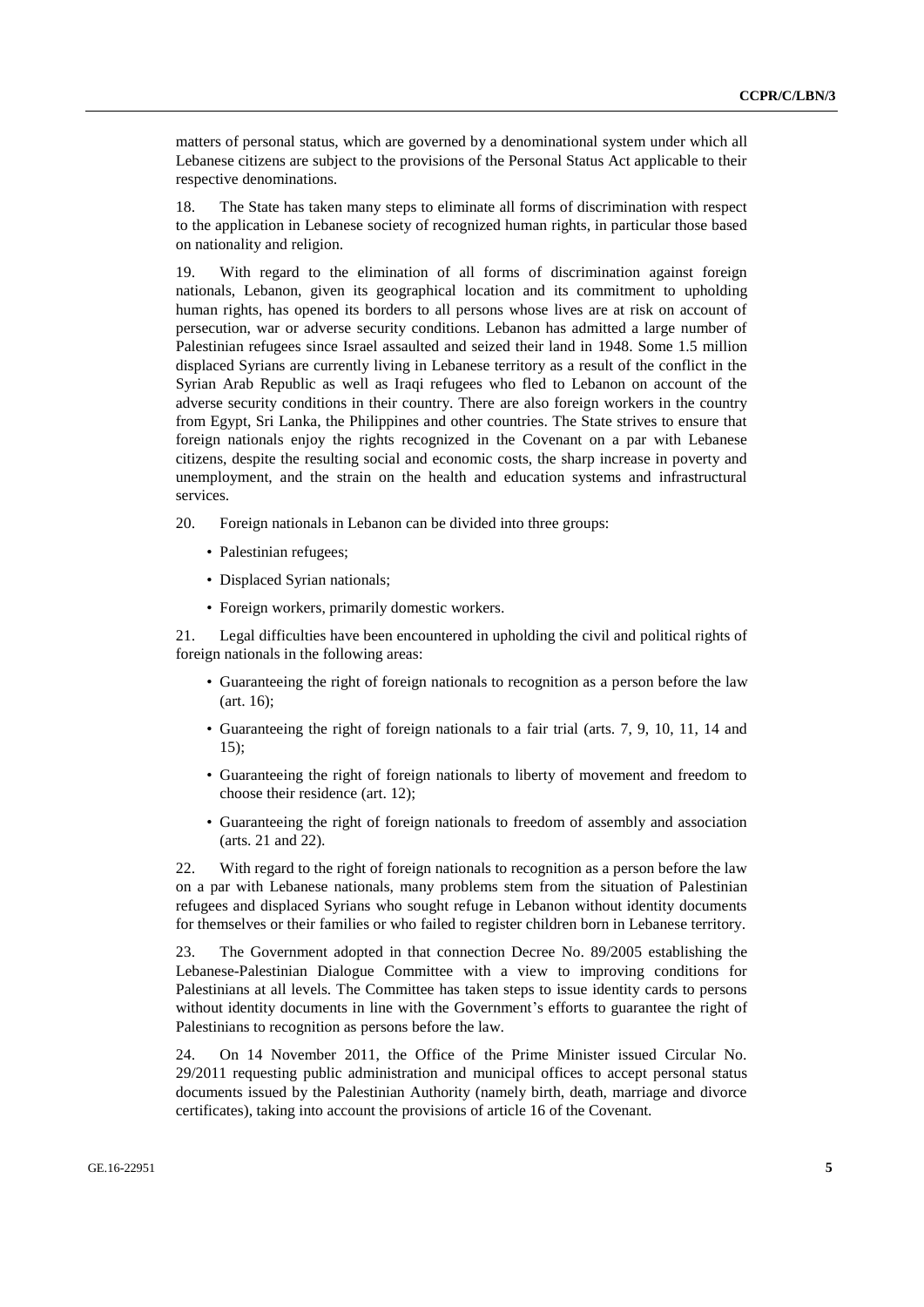matters of personal status, which are governed by a denominational system under which all Lebanese citizens are subject to the provisions of the Personal Status Act applicable to their respective denominations.

18. The State has taken many steps to eliminate all forms of discrimination with respect to the application in Lebanese society of recognized human rights, in particular those based on nationality and religion.

19. With regard to the elimination of all forms of discrimination against foreign nationals, Lebanon, given its geographical location and its commitment to upholding human rights, has opened its borders to all persons whose lives are at risk on account of persecution, war or adverse security conditions. Lebanon has admitted a large number of Palestinian refugees since Israel assaulted and seized their land in 1948. Some 1.5 million displaced Syrians are currently living in Lebanese territory as a result of the conflict in the Syrian Arab Republic as well as Iraqi refugees who fled to Lebanon on account of the adverse security conditions in their country. There are also foreign workers in the country from Egypt, Sri Lanka, the Philippines and other countries. The State strives to ensure that foreign nationals enjoy the rights recognized in the Covenant on a par with Lebanese citizens, despite the resulting social and economic costs, the sharp increase in poverty and unemployment, and the strain on the health and education systems and infrastructural services.

20. Foreign nationals in Lebanon can be divided into three groups:

- Palestinian refugees;
- Displaced Syrian nationals;
- Foreign workers, primarily domestic workers.

21. Legal difficulties have been encountered in upholding the civil and political rights of foreign nationals in the following areas:

- Guaranteeing the right of foreign nationals to recognition as a person before the law (art. 16);
- Guaranteeing the right of foreign nationals to a fair trial (arts. 7, 9, 10, 11, 14 and 15);
- Guaranteeing the right of foreign nationals to liberty of movement and freedom to choose their residence (art. 12);
- Guaranteeing the right of foreign nationals to freedom of assembly and association (arts. 21 and 22).

22. With regard to the right of foreign nationals to recognition as a person before the law on a par with Lebanese nationals, many problems stem from the situation of Palestinian refugees and displaced Syrians who sought refuge in Lebanon without identity documents for themselves or their families or who failed to register children born in Lebanese territory.

23. The Government adopted in that connection Decree No. 89/2005 establishing the Lebanese-Palestinian Dialogue Committee with a view to improving conditions for Palestinians at all levels. The Committee has taken steps to issue identity cards to persons without identity documents in line with the Government's efforts to guarantee the right of Palestinians to recognition as persons before the law.

24. On 14 November 2011, the Office of the Prime Minister issued Circular No. 29/2011 requesting public administration and municipal offices to accept personal status documents issued by the Palestinian Authority (namely birth, death, marriage and divorce certificates), taking into account the provisions of article 16 of the Covenant.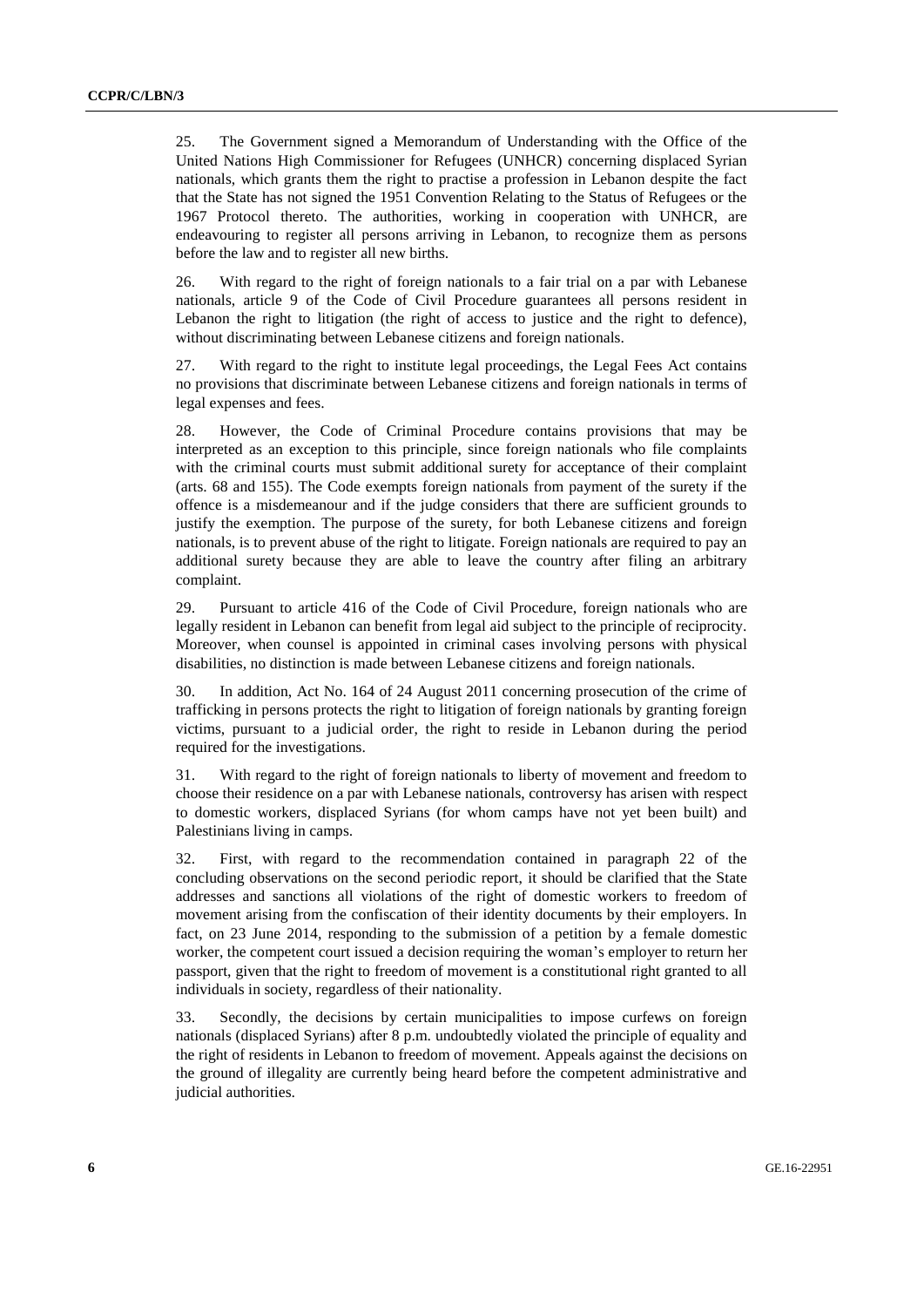25. The Government signed a Memorandum of Understanding with the Office of the United Nations High Commissioner for Refugees (UNHCR) concerning displaced Syrian nationals, which grants them the right to practise a profession in Lebanon despite the fact that the State has not signed the 1951 Convention Relating to the Status of Refugees or the 1967 Protocol thereto. The authorities, working in cooperation with UNHCR, are endeavouring to register all persons arriving in Lebanon, to recognize them as persons before the law and to register all new births.

26. With regard to the right of foreign nationals to a fair trial on a par with Lebanese nationals, article 9 of the Code of Civil Procedure guarantees all persons resident in Lebanon the right to litigation (the right of access to justice and the right to defence), without discriminating between Lebanese citizens and foreign nationals.

27. With regard to the right to institute legal proceedings, the Legal Fees Act contains no provisions that discriminate between Lebanese citizens and foreign nationals in terms of legal expenses and fees.

28. However, the Code of Criminal Procedure contains provisions that may be interpreted as an exception to this principle, since foreign nationals who file complaints with the criminal courts must submit additional surety for acceptance of their complaint (arts. 68 and 155). The Code exempts foreign nationals from payment of the surety if the offence is a misdemeanour and if the judge considers that there are sufficient grounds to justify the exemption. The purpose of the surety, for both Lebanese citizens and foreign nationals, is to prevent abuse of the right to litigate. Foreign nationals are required to pay an additional surety because they are able to leave the country after filing an arbitrary complaint.

29. Pursuant to article 416 of the Code of Civil Procedure, foreign nationals who are legally resident in Lebanon can benefit from legal aid subject to the principle of reciprocity. Moreover, when counsel is appointed in criminal cases involving persons with physical disabilities, no distinction is made between Lebanese citizens and foreign nationals.

30. In addition, Act No. 164 of 24 August 2011 concerning prosecution of the crime of trafficking in persons protects the right to litigation of foreign nationals by granting foreign victims, pursuant to a judicial order, the right to reside in Lebanon during the period required for the investigations.

31. With regard to the right of foreign nationals to liberty of movement and freedom to choose their residence on a par with Lebanese nationals, controversy has arisen with respect to domestic workers, displaced Syrians (for whom camps have not yet been built) and Palestinians living in camps.

32. First, with regard to the recommendation contained in paragraph 22 of the concluding observations on the second periodic report, it should be clarified that the State addresses and sanctions all violations of the right of domestic workers to freedom of movement arising from the confiscation of their identity documents by their employers. In fact, on 23 June 2014, responding to the submission of a petition by a female domestic worker, the competent court issued a decision requiring the woman's employer to return her passport, given that the right to freedom of movement is a constitutional right granted to all individuals in society, regardless of their nationality.

33. Secondly, the decisions by certain municipalities to impose curfews on foreign nationals (displaced Syrians) after 8 p.m. undoubtedly violated the principle of equality and the right of residents in Lebanon to freedom of movement. Appeals against the decisions on the ground of illegality are currently being heard before the competent administrative and judicial authorities.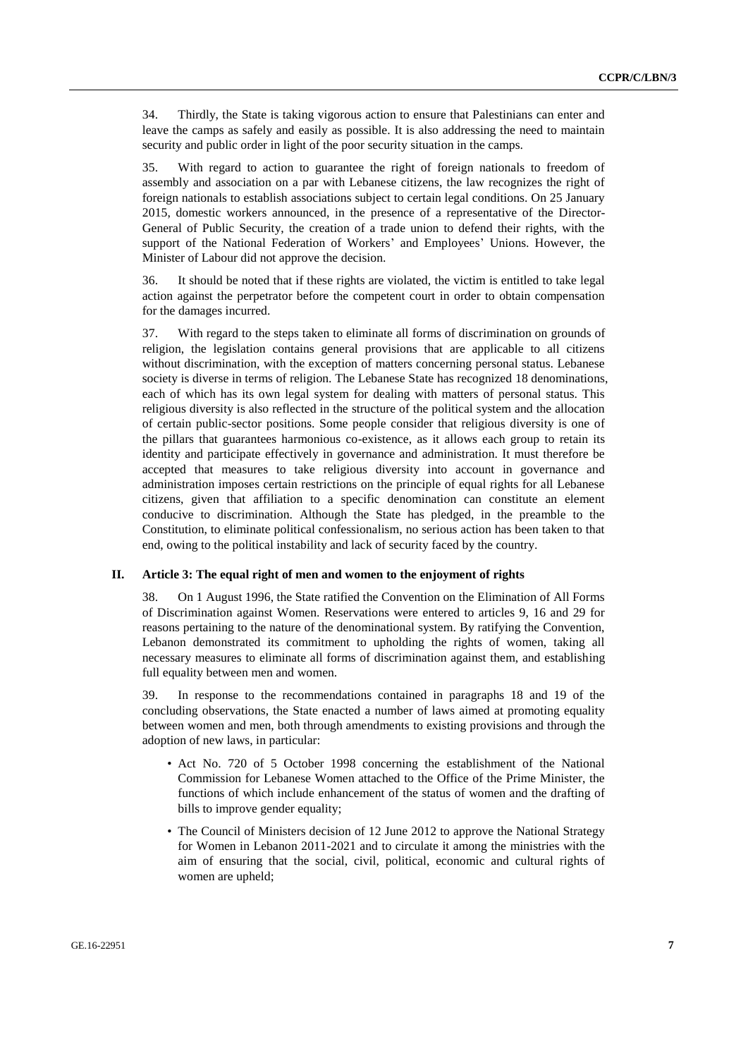34. Thirdly, the State is taking vigorous action to ensure that Palestinians can enter and leave the camps as safely and easily as possible. It is also addressing the need to maintain security and public order in light of the poor security situation in the camps.

35. With regard to action to guarantee the right of foreign nationals to freedom of assembly and association on a par with Lebanese citizens, the law recognizes the right of foreign nationals to establish associations subject to certain legal conditions. On 25 January 2015, domestic workers announced, in the presence of a representative of the Director-General of Public Security, the creation of a trade union to defend their rights, with the support of the National Federation of Workers' and Employees' Unions. However, the Minister of Labour did not approve the decision.

36. It should be noted that if these rights are violated, the victim is entitled to take legal action against the perpetrator before the competent court in order to obtain compensation for the damages incurred.

37. With regard to the steps taken to eliminate all forms of discrimination on grounds of religion, the legislation contains general provisions that are applicable to all citizens without discrimination, with the exception of matters concerning personal status. Lebanese society is diverse in terms of religion. The Lebanese State has recognized 18 denominations, each of which has its own legal system for dealing with matters of personal status. This religious diversity is also reflected in the structure of the political system and the allocation of certain public-sector positions. Some people consider that religious diversity is one of the pillars that guarantees harmonious co-existence, as it allows each group to retain its identity and participate effectively in governance and administration. It must therefore be accepted that measures to take religious diversity into account in governance and administration imposes certain restrictions on the principle of equal rights for all Lebanese citizens, given that affiliation to a specific denomination can constitute an element conducive to discrimination. Although the State has pledged, in the preamble to the Constitution, to eliminate political confessionalism, no serious action has been taken to that end, owing to the political instability and lack of security faced by the country.

## II. Article 3: The equal right of men and women to the enjoyment of rights

38. On 1 August 1996, the State ratified the Convention on the Elimination of All Forms of Discrimination against Women. Reservations were entered to articles 9, 16 and 29 for reasons pertaining to the nature of the denominational system. By ratifying the Convention, Lebanon demonstrated its commitment to upholding the rights of women, taking all necessary measures to eliminate all forms of discrimination against them, and establishing full equality between men and women.

39. In response to the recommendations contained in paragraphs 18 and 19 of the concluding observations, the State enacted a number of laws aimed at promoting equality between women and men, both through amendments to existing provisions and through the adoption of new laws, in particular:

- Act No. 720 of 5 October 1998 concerning the establishment of the National Commission for Lebanese Women attached to the Office of the Prime Minister, the functions of which include enhancement of the status of women and the drafting of bills to improve gender equality;
- The Council of Ministers decision of 12 June 2012 to approve the National Strategy for Women in Lebanon 2011-2021 and to circulate it among the ministries with the aim of ensuring that the social, civil, political, economic and cultural rights of women are upheld;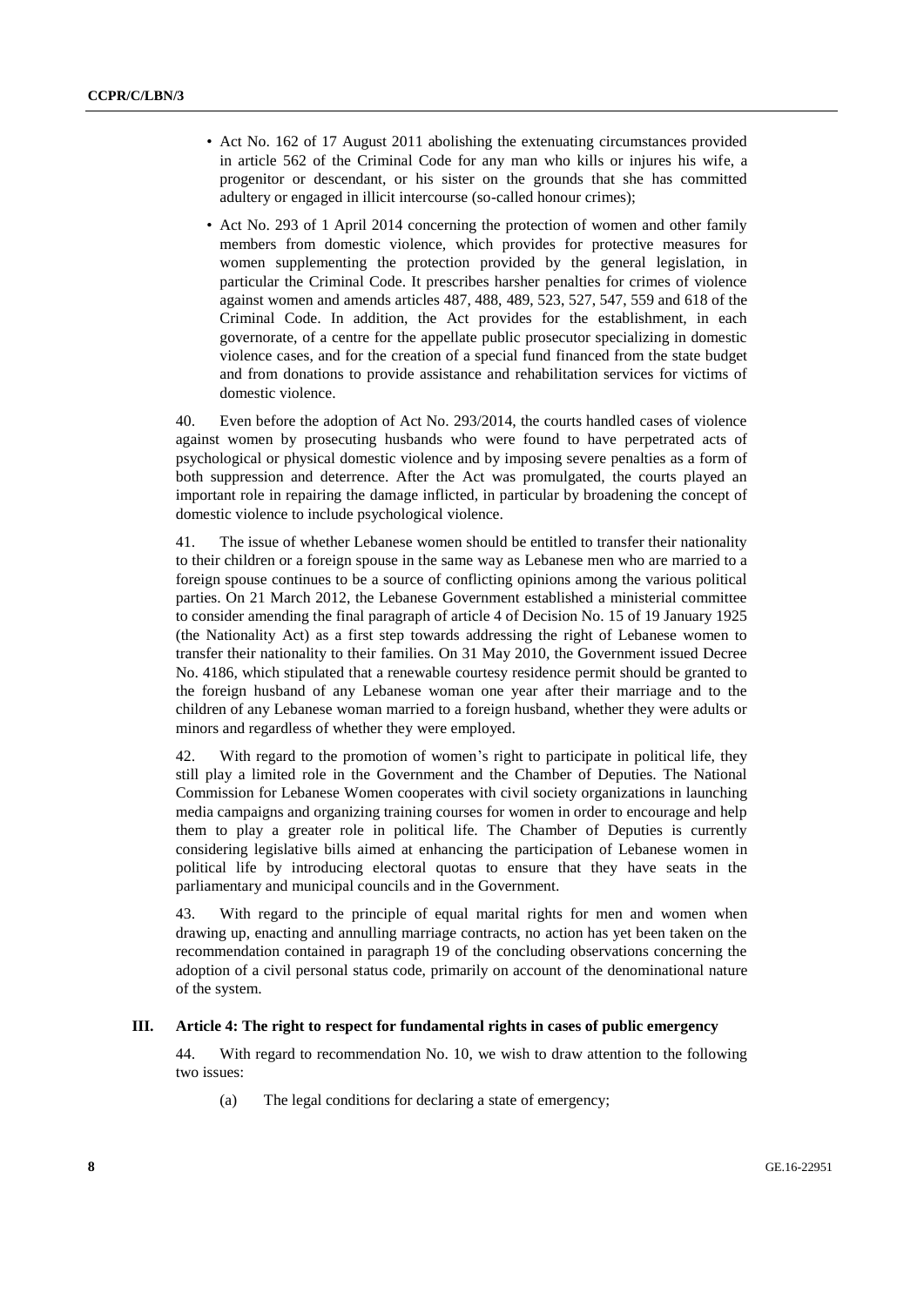- Act No. 162 of 17 August 2011 abolishing the extenuating circumstances provided in article 562 of the Criminal Code for any man who kills or injures his wife, a progenitor or descendant, or his sister on the grounds that she has committed adultery or engaged in illicit intercourse (so-called honour crimes);
- Act No. 293 of 1 April 2014 concerning the protection of women and other family members from domestic violence, which provides for protective measures for women supplementing the protection provided by the general legislation, in particular the Criminal Code. It prescribes harsher penalties for crimes of violence against women and amends articles 487, 488, 489, 523, 527, 547, 559 and 618 of the Criminal Code. In addition, the Act provides for the establishment, in each governorate, of a centre for the appellate public prosecutor specializing in domestic violence cases, and for the creation of a special fund financed from the state budget and from donations to provide assistance and rehabilitation services for victims of domestic violence.

40. Even before the adoption of Act No. 293/2014, the courts handled cases of violence against women by prosecuting husbands who were found to have perpetrated acts of psychological or physical domestic violence and by imposing severe penalties as a form of both suppression and deterrence. After the Act was promulgated, the courts played an important role in repairing the damage inflicted, in particular by broadening the concept of domestic violence to include psychological violence.

41. The issue of whether Lebanese women should be entitled to transfer their nationality to their children or a foreign spouse in the same way as Lebanese men who are married to a foreign spouse continues to be a source of conflicting opinions among the various political parties. On 21 March 2012, the Lebanese Government established a ministerial committee to consider amending the final paragraph of article 4 of Decision No. 15 of 19 January 1925 (the Nationality Act) as a first step towards addressing the right of Lebanese women to transfer their nationality to their families. On 31 May 2010, the Government issued Decree No. 4186, which stipulated that a renewable courtesy residence permit should be granted to the foreign husband of any Lebanese woman one year after their marriage and to the children of any Lebanese woman married to a foreign husband, whether they were adults or minors and regardless of whether they were employed.

42. With regard to the promotion of women's right to participate in political life, they still play a limited role in the Government and the Chamber of Deputies. The National Commission for Lebanese Women cooperates with civil society organizations in launching media campaigns and organizing training courses for women in order to encourage and help them to play a greater role in political life. The Chamber of Deputies is currently considering legislative bills aimed at enhancing the participation of Lebanese women in political life by introducing electoral quotas to ensure that they have seats in the parliamentary and municipal councils and in the Government.

43. With regard to the principle of equal marital rights for men and women when drawing up, enacting and annulling marriage contracts, no action has yet been taken on the recommendation contained in paragraph 19 of the concluding observations concerning the adoption of a civil personal status code, primarily on account of the denominational nature of the system.

## III. Article 4: The right to respect for fundamental rights in cases of public emergency

44. With regard to recommendation No. 10, we wish to draw attention to the following two issues:

(a) The legal conditions for declaring a state of emergency;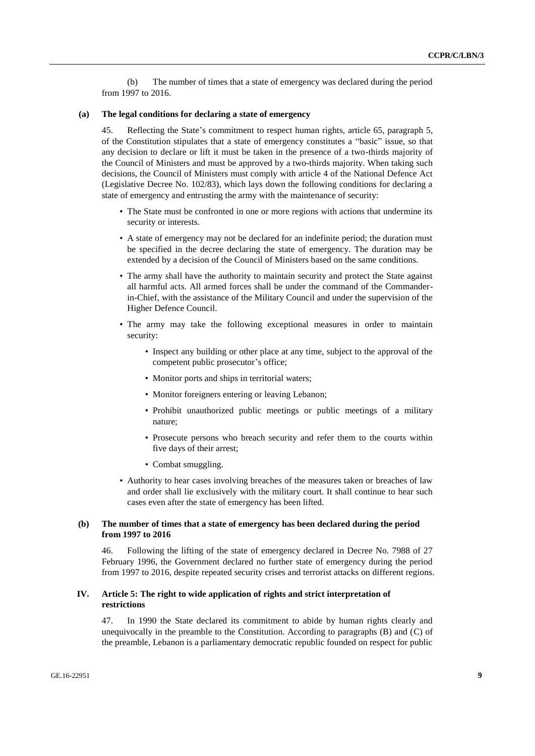(b) The number of times that a state of emergency was declared during the period from 1997 to 2016.

### (a) The legal conditions for declaring a state of emergency

45. Reflecting the State's commitment to respect human rights, article 65, paragraph 5, of the Constitution stipulates that a state of emergency constitutes a "basic" issue, so that any decision to declare or lift it must be taken in the presence of a two-thirds majority of the Council of Ministers and must be approved by a two-thirds majority. When taking such decisions, the Council of Ministers must comply with article 4 of the National Defence Act (Legislative Decree No. 102/83), which lays down the following conditions for declaring a state of emergency and entrusting the army with the maintenance of security:

- The State must be confronted in one or more regions with actions that undermine its security or interests.
- A state of emergency may not be declared for an indefinite period; the duration must be specified in the decree declaring the state of emergency. The duration may be extended by a decision of the Council of Ministers based on the same conditions.
- The army shall have the authority to maintain security and protect the State against all harmful acts. All armed forces shall be under the command of the Commander-in-Chief, with the assistance of the Military Council and under the supervision of the Higher Defence Council.
- The army may take the following exceptional measures in order to maintain security:
  - Inspect any building or other place at any time, subject to the approval of the competent public prosecutor's office;
  - Monitor ports and ships in territorial waters;
  - Monitor foreigners entering or leaving Lebanon;
  - Prohibit unauthorized public meetings or public meetings of a military nature;
  - Prosecute persons who breach security and refer them to the courts within five days of their arrest;
  - Combat smuggling.
- Authority to hear cases involving breaches of the measures taken or breaches of law and order shall lie exclusively with the military court. It shall continue to hear such cases even after the state of emergency has been lifted.

### (b) The number of times that a state of emergency has been declared during the period from 1997 to 2016

46. Following the lifting of the state of emergency declared in Decree No. 7988 of 27 February 1996, the Government declared no further state of emergency during the period from 1997 to 2016, despite repeated security crises and terrorist attacks on different regions.

## IV. Article 5: The right to wide application of rights and strict interpretation of restrictions

47. In 1990 the State declared its commitment to abide by human rights clearly and unequivocally in the preamble to the Constitution. According to paragraphs (B) and (C) of the preamble, Lebanon is a parliamentary democratic republic founded on respect for public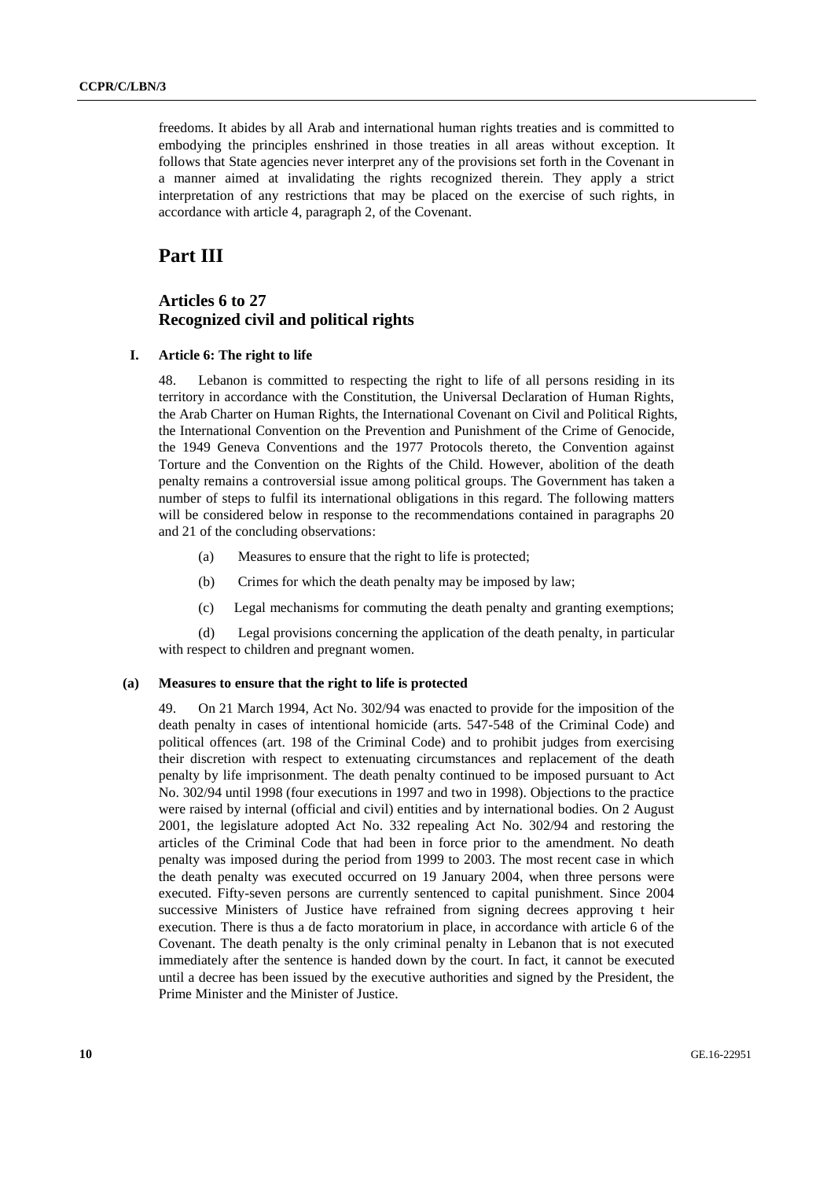freedoms. It abides by all Arab and international human rights treaties and is committed to embodying the principles enshrined in those treaties in all areas without exception. It follows that State agencies never interpret any of the provisions set forth in the Covenant in a manner aimed at invalidating the rights recognized therein. They apply a strict interpretation of any restrictions that may be placed on the exercise of such rights, in accordance with article 4, paragraph 2, of the Covenant.

# Part III

## Articles 6 to 27
## Recognized civil and political rights

### I. Article 6: The right to life

48. Lebanon is committed to respecting the right to life of all persons residing in its territory in accordance with the Constitution, the Universal Declaration of Human Rights, the Arab Charter on Human Rights, the International Covenant on Civil and Political Rights, the International Convention on the Prevention and Punishment of the Crime of Genocide, the 1949 Geneva Conventions and the 1977 Protocols thereto, the Convention against Torture and the Convention on the Rights of the Child. However, abolition of the death penalty remains a controversial issue among political groups. The Government has taken a number of steps to fulfil its international obligations in this regard. The following matters will be considered below in response to the recommendations contained in paragraphs 20 and 21 of the concluding observations:

(a) Measures to ensure that the right to life is protected;

(b) Crimes for which the death penalty may be imposed by law;

(c) Legal mechanisms for commuting the death penalty and granting exemptions;

(d) Legal provisions concerning the application of the death penalty, in particular with respect to children and pregnant women.

#### (a) Measures to ensure that the right to life is protected

49. On 21 March 1994, Act No. 302/94 was enacted to provide for the imposition of the death penalty in cases of intentional homicide (arts. 547-548 of the Criminal Code) and political offences (art. 198 of the Criminal Code) and to prohibit judges from exercising their discretion with respect to extenuating circumstances and replacement of the death penalty by life imprisonment. The death penalty continued to be imposed pursuant to Act No. 302/94 until 1998 (four executions in 1997 and two in 1998). Objections to the practice were raised by internal (official and civil) entities and by international bodies. On 2 August 2001, the legislature adopted Act No. 332 repealing Act No. 302/94 and restoring the articles of the Criminal Code that had been in force prior to the amendment. No death penalty was imposed during the period from 1999 to 2003. The most recent case in which the death penalty was executed occurred on 19 January 2004, when three persons were executed. Fifty-seven persons are currently sentenced to capital punishment. Since 2004 successive Ministers of Justice have refrained from signing decrees approving t heir execution. There is thus a de facto moratorium in place, in accordance with article 6 of the Covenant. The death penalty is the only criminal penalty in Lebanon that is not executed immediately after the sentence is handed down by the court. In fact, it cannot be executed until a decree has been issued by the executive authorities and signed by the President, the Prime Minister and the Minister of Justice.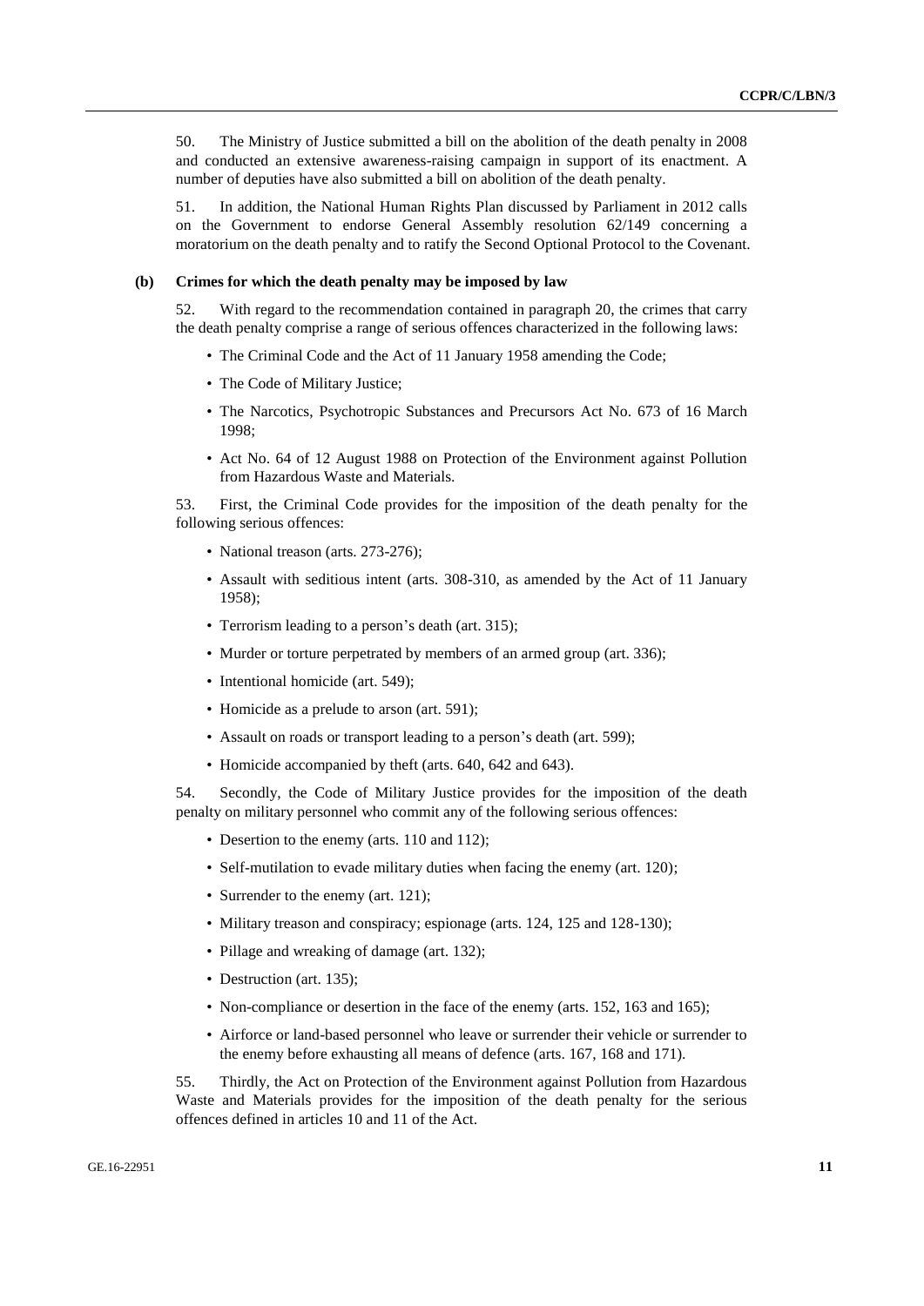50. The Ministry of Justice submitted a bill on the abolition of the death penalty in 2008 and conducted an extensive awareness-raising campaign in support of its enactment. A number of deputies have also submitted a bill on abolition of the death penalty.

51. In addition, the National Human Rights Plan discussed by Parliament in 2012 calls on the Government to endorse General Assembly resolution 62/149 concerning a moratorium on the death penalty and to ratify the Second Optional Protocol to the Covenant.

### (b) Crimes for which the death penalty may be imposed by law

52. With regard to the recommendation contained in paragraph 20, the crimes that carry the death penalty comprise a range of serious offences characterized in the following laws:

- The Criminal Code and the Act of 11 January 1958 amending the Code;
- The Code of Military Justice;
- The Narcotics, Psychotropic Substances and Precursors Act No. 673 of 16 March 1998;
- Act No. 64 of 12 August 1988 on Protection of the Environment against Pollution from Hazardous Waste and Materials.

53. First, the Criminal Code provides for the imposition of the death penalty for the following serious offences:

- National treason (arts. 273-276);
- Assault with seditious intent (arts. 308-310, as amended by the Act of 11 January 1958);
- Terrorism leading to a person's death (art. 315);
- Murder or torture perpetrated by members of an armed group (art. 336);
- Intentional homicide (art. 549);
- Homicide as a prelude to arson (art. 591);
- Assault on roads or transport leading to a person's death (art. 599);
- Homicide accompanied by theft (arts. 640, 642 and 643).

54. Secondly, the Code of Military Justice provides for the imposition of the death penalty on military personnel who commit any of the following serious offences:

- Desertion to the enemy (arts. 110 and 112);
- Self-mutilation to evade military duties when facing the enemy (art. 120);
- Surrender to the enemy (art. 121);
- Military treason and conspiracy; espionage (arts. 124, 125 and 128-130);
- Pillage and wreaking of damage (art. 132);
- Destruction (art. 135);
- Non-compliance or desertion in the face of the enemy (arts. 152, 163 and 165);
- Airforce or land-based personnel who leave or surrender their vehicle or surrender to the enemy before exhausting all means of defence (arts. 167, 168 and 171).

55. Thirdly, the Act on Protection of the Environment against Pollution from Hazardous Waste and Materials provides for the imposition of the death penalty for the serious offences defined in articles 10 and 11 of the Act.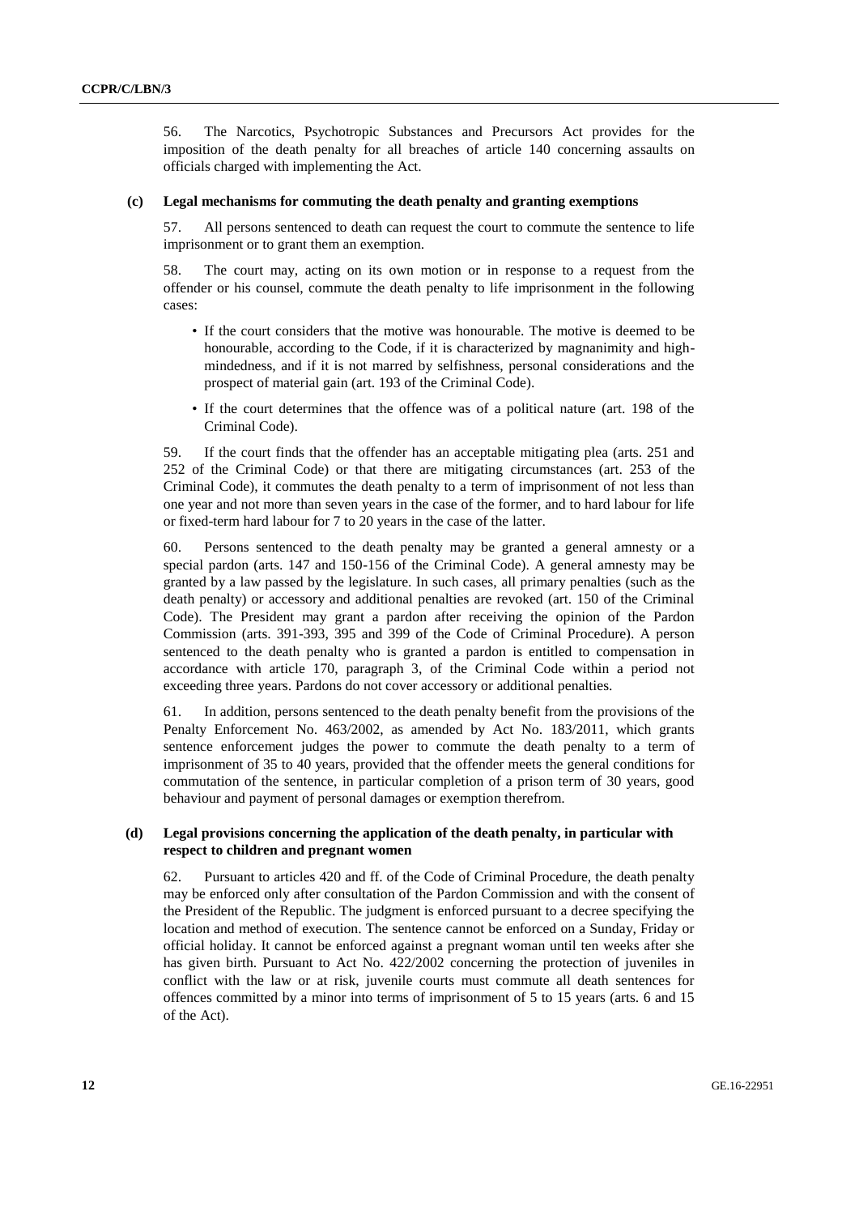56. The Narcotics, Psychotropic Substances and Precursors Act provides for the imposition of the death penalty for all breaches of article 140 concerning assaults on officials charged with implementing the Act.

### (c) Legal mechanisms for commuting the death penalty and granting exemptions

57. All persons sentenced to death can request the court to commute the sentence to life imprisonment or to grant them an exemption.

58. The court may, acting on its own motion or in response to a request from the offender or his counsel, commute the death penalty to life imprisonment in the following cases:

- If the court considers that the motive was honourable. The motive is deemed to be honourable, according to the Code, if it is characterized by magnanimity and high-mindedness, and if it is not marred by selfishness, personal considerations and the prospect of material gain (art. 193 of the Criminal Code).
- If the court determines that the offence was of a political nature (art. 198 of the Criminal Code).

59. If the court finds that the offender has an acceptable mitigating plea (arts. 251 and 252 of the Criminal Code) or that there are mitigating circumstances (art. 253 of the Criminal Code), it commutes the death penalty to a term of imprisonment of not less than one year and not more than seven years in the case of the former, and to hard labour for life or fixed-term hard labour for 7 to 20 years in the case of the latter.

60. Persons sentenced to the death penalty may be granted a general amnesty or a special pardon (arts. 147 and 150-156 of the Criminal Code). A general amnesty may be granted by a law passed by the legislature. In such cases, all primary penalties (such as the death penalty) or accessory and additional penalties are revoked (art. 150 of the Criminal Code). The President may grant a pardon after receiving the opinion of the Pardon Commission (arts. 391-393, 395 and 399 of the Code of Criminal Procedure). A person sentenced to the death penalty who is granted a pardon is entitled to compensation in accordance with article 170, paragraph 3, of the Criminal Code within a period not exceeding three years. Pardons do not cover accessory or additional penalties.

61. In addition, persons sentenced to the death penalty benefit from the provisions of the Penalty Enforcement No. 463/2002, as amended by Act No. 183/2011, which grants sentence enforcement judges the power to commute the death penalty to a term of imprisonment of 35 to 40 years, provided that the offender meets the general conditions for commutation of the sentence, in particular completion of a prison term of 30 years, good behaviour and payment of personal damages or exemption therefrom.

### (d) Legal provisions concerning the application of the death penalty, in particular with respect to children and pregnant women

62. Pursuant to articles 420 and ff. of the Code of Criminal Procedure, the death penalty may be enforced only after consultation of the Pardon Commission and with the consent of the President of the Republic. The judgment is enforced pursuant to a decree specifying the location and method of execution. The sentence cannot be enforced on a Sunday, Friday or official holiday. It cannot be enforced against a pregnant woman until ten weeks after she has given birth. Pursuant to Act No. 422/2002 concerning the protection of juveniles in conflict with the law or at risk, juvenile courts must commute all death sentences for offences committed by a minor into terms of imprisonment of 5 to 15 years (arts. 6 and 15 of the Act).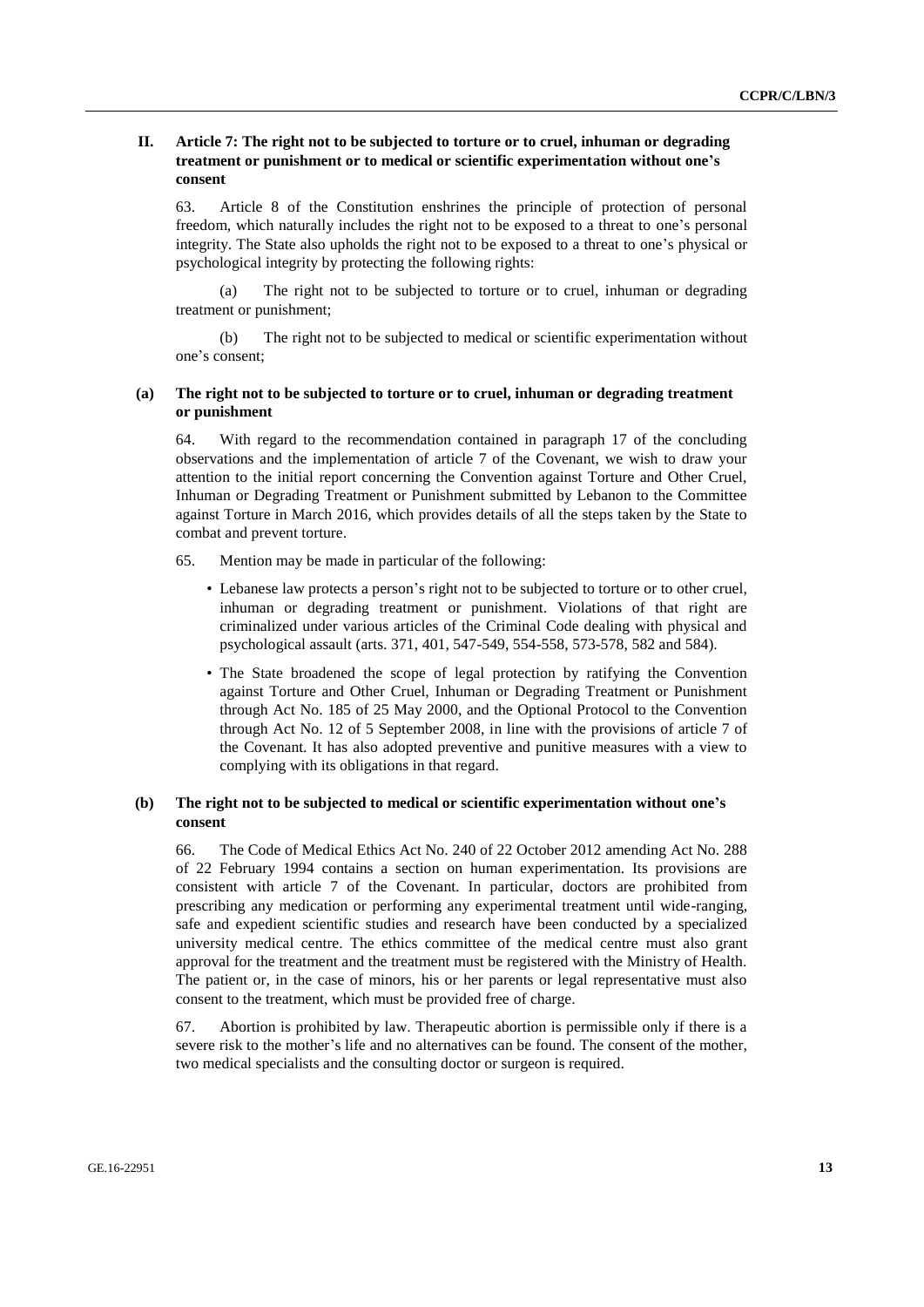## II. Article 7: The right not to be subjected to torture or to cruel, inhuman or degrading treatment or punishment or to medical or scientific experimentation without one's consent

63. Article 8 of the Constitution enshrines the principle of protection of personal freedom, which naturally includes the right not to be exposed to a threat to one's personal integrity. The State also upholds the right not to be exposed to a threat to one's physical or psychological integrity by protecting the following rights:

(a) The right not to be subjected to torture or to cruel, inhuman or degrading treatment or punishment;

(b) The right not to be subjected to medical or scientific experimentation without one's consent;

### (a) The right not to be subjected to torture or to cruel, inhuman or degrading treatment or punishment

64. With regard to the recommendation contained in paragraph 17 of the concluding observations and the implementation of article 7 of the Covenant, we wish to draw your attention to the initial report concerning the Convention against Torture and Other Cruel, Inhuman or Degrading Treatment or Punishment submitted by Lebanon to the Committee against Torture in March 2016, which provides details of all the steps taken by the State to combat and prevent torture.

65. Mention may be made in particular of the following:

- Lebanese law protects a person's right not to be subjected to torture or to other cruel, inhuman or degrading treatment or punishment. Violations of that right are criminalized under various articles of the Criminal Code dealing with physical and psychological assault (arts. 371, 401, 547-549, 554-558, 573-578, 582 and 584).
- The State broadened the scope of legal protection by ratifying the Convention against Torture and Other Cruel, Inhuman or Degrading Treatment or Punishment through Act No. 185 of 25 May 2000, and the Optional Protocol to the Convention through Act No. 12 of 5 September 2008, in line with the provisions of article 7 of the Covenant. It has also adopted preventive and punitive measures with a view to complying with its obligations in that regard.

### (b) The right not to be subjected to medical or scientific experimentation without one's consent

66. The Code of Medical Ethics Act No. 240 of 22 October 2012 amending Act No. 288 of 22 February 1994 contains a section on human experimentation. Its provisions are consistent with article 7 of the Covenant. In particular, doctors are prohibited from prescribing any medication or performing any experimental treatment until wide-ranging, safe and expedient scientific studies and research have been conducted by a specialized university medical centre. The ethics committee of the medical centre must also grant approval for the treatment and the treatment must be registered with the Ministry of Health. The patient or, in the case of minors, his or her parents or legal representative must also consent to the treatment, which must be provided free of charge.

67. Abortion is prohibited by law. Therapeutic abortion is permissible only if there is a severe risk to the mother's life and no alternatives can be found. The consent of the mother, two medical specialists and the consulting doctor or surgeon is required.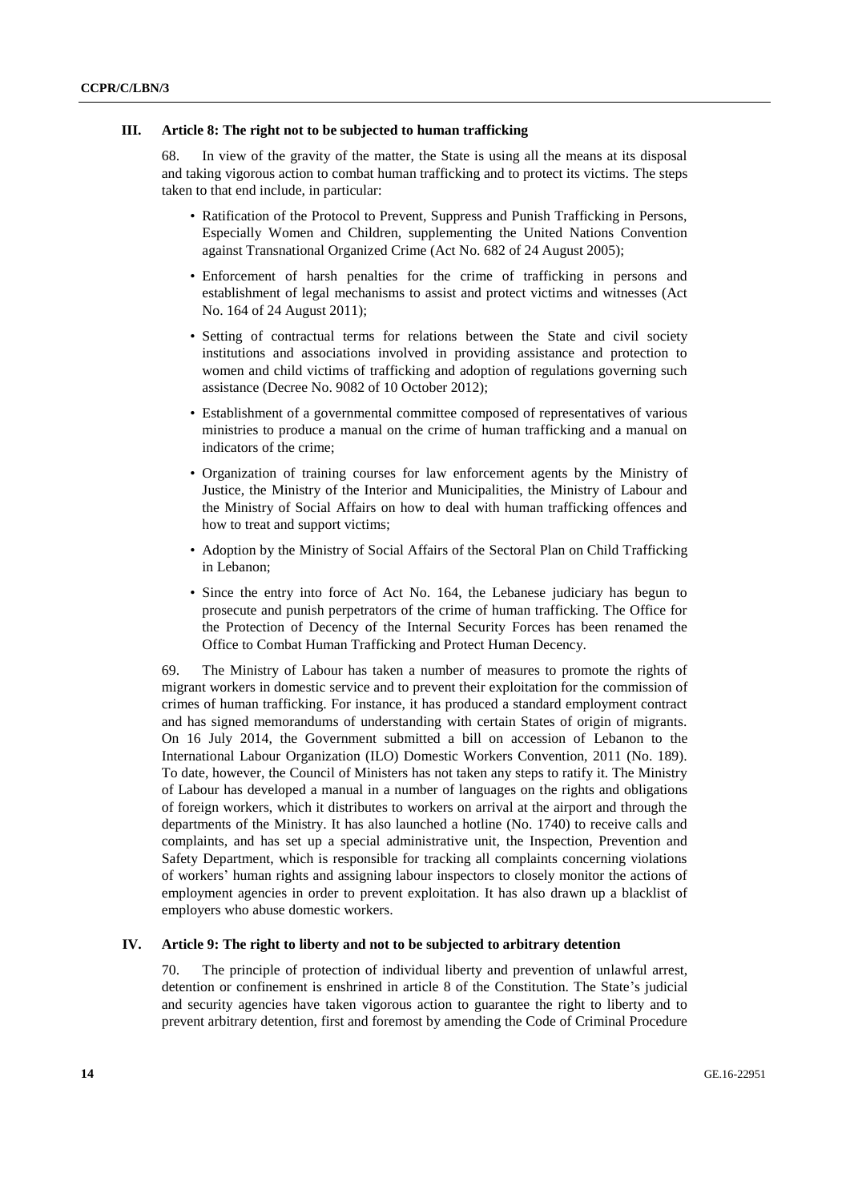## III. Article 8: The right not to be subjected to human trafficking

68. In view of the gravity of the matter, the State is using all the means at its disposal and taking vigorous action to combat human trafficking and to protect its victims. The steps taken to that end include, in particular:

- Ratification of the Protocol to Prevent, Suppress and Punish Trafficking in Persons, Especially Women and Children, supplementing the United Nations Convention against Transnational Organized Crime (Act No. 682 of 24 August 2005);
- Enforcement of harsh penalties for the crime of trafficking in persons and establishment of legal mechanisms to assist and protect victims and witnesses (Act No. 164 of 24 August 2011);
- Setting of contractual terms for relations between the State and civil society institutions and associations involved in providing assistance and protection to women and child victims of trafficking and adoption of regulations governing such assistance (Decree No. 9082 of 10 October 2012);
- Establishment of a governmental committee composed of representatives of various ministries to produce a manual on the crime of human trafficking and a manual on indicators of the crime;
- Organization of training courses for law enforcement agents by the Ministry of Justice, the Ministry of the Interior and Municipalities, the Ministry of Labour and the Ministry of Social Affairs on how to deal with human trafficking offences and how to treat and support victims;
- Adoption by the Ministry of Social Affairs of the Sectoral Plan on Child Trafficking in Lebanon;
- Since the entry into force of Act No. 164, the Lebanese judiciary has begun to prosecute and punish perpetrators of the crime of human trafficking. The Office for the Protection of Decency of the Internal Security Forces has been renamed the Office to Combat Human Trafficking and Protect Human Decency.

69. The Ministry of Labour has taken a number of measures to promote the rights of migrant workers in domestic service and to prevent their exploitation for the commission of crimes of human trafficking. For instance, it has produced a standard employment contract and has signed memorandums of understanding with certain States of origin of migrants. On 16 July 2014, the Government submitted a bill on accession of Lebanon to the International Labour Organization (ILO) Domestic Workers Convention, 2011 (No. 189). To date, however, the Council of Ministers has not taken any steps to ratify it. The Ministry of Labour has developed a manual in a number of languages on the rights and obligations of foreign workers, which it distributes to workers on arrival at the airport and through the departments of the Ministry. It has also launched a hotline (No. 1740) to receive calls and complaints, and has set up a special administrative unit, the Inspection, Prevention and Safety Department, which is responsible for tracking all complaints concerning violations of workers' human rights and assigning labour inspectors to closely monitor the actions of employment agencies in order to prevent exploitation. It has also drawn up a blacklist of employers who abuse domestic workers.

## IV. Article 9: The right to liberty and not to be subjected to arbitrary detention

70. The principle of protection of individual liberty and prevention of unlawful arrest, detention or confinement is enshrined in article 8 of the Constitution. The State's judicial and security agencies have taken vigorous action to guarantee the right to liberty and to prevent arbitrary detention, first and foremost by amending the Code of Criminal Procedure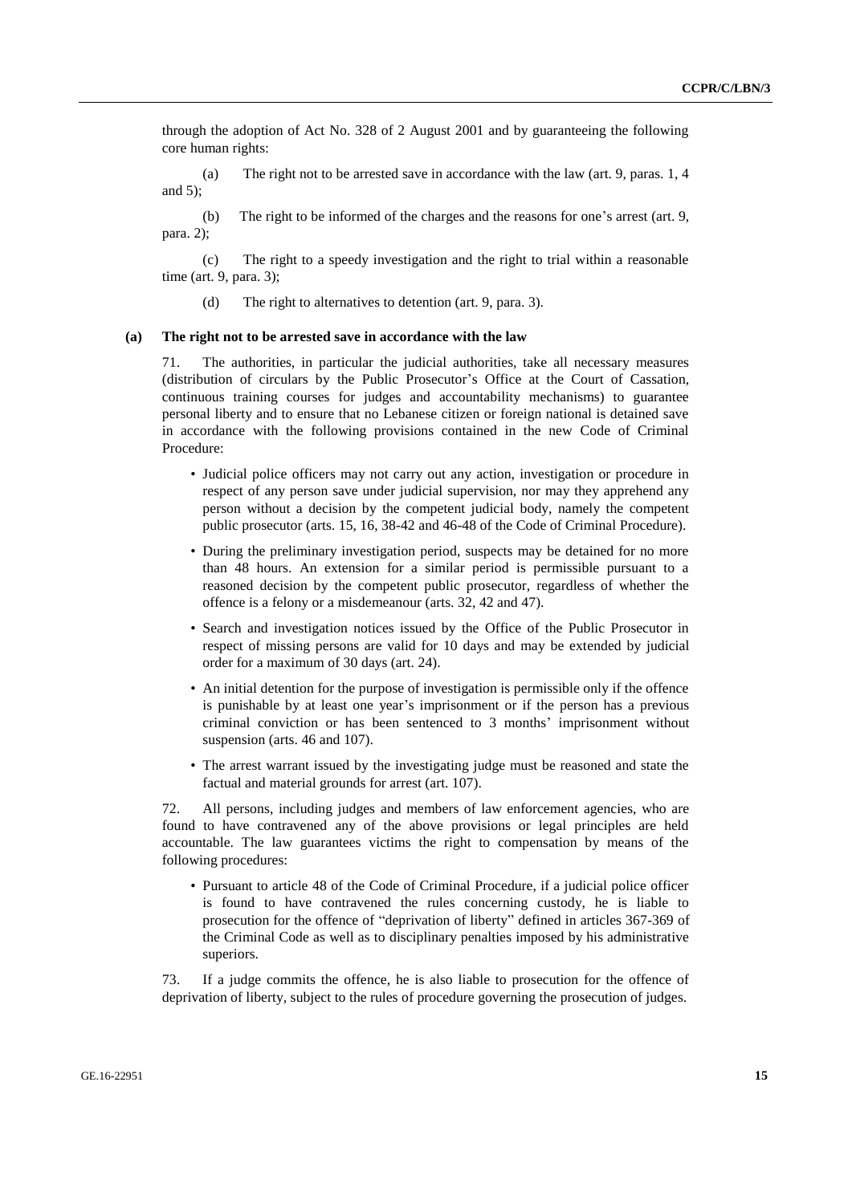through the adoption of Act No. 328 of 2 August 2001 and by guaranteeing the following core human rights:

(a) The right not to be arrested save in accordance with the law (art. 9, paras. 1, 4 and 5);

(b) The right to be informed of the charges and the reasons for one's arrest (art. 9, para. 2);

(c) The right to a speedy investigation and the right to trial within a reasonable time (art. 9, para. 3);

(d) The right to alternatives to detention (art. 9, para. 3).

#### (a) The right not to be arrested save in accordance with the law

71. The authorities, in particular the judicial authorities, take all necessary measures (distribution of circulars by the Public Prosecutor's Office at the Court of Cassation, continuous training courses for judges and accountability mechanisms) to guarantee personal liberty and to ensure that no Lebanese citizen or foreign national is detained save in accordance with the following provisions contained in the new Code of Criminal Procedure:

- Judicial police officers may not carry out any action, investigation or procedure in respect of any person save under judicial supervision, nor may they apprehend any person without a decision by the competent judicial body, namely the competent public prosecutor (arts. 15, 16, 38-42 and 46-48 of the Code of Criminal Procedure).
- During the preliminary investigation period, suspects may be detained for no more than 48 hours. An extension for a similar period is permissible pursuant to a reasoned decision by the competent public prosecutor, regardless of whether the offence is a felony or a misdemeanour (arts. 32, 42 and 47).
- Search and investigation notices issued by the Office of the Public Prosecutor in respect of missing persons are valid for 10 days and may be extended by judicial order for a maximum of 30 days (art. 24).
- An initial detention for the purpose of investigation is permissible only if the offence is punishable by at least one year's imprisonment or if the person has a previous criminal conviction or has been sentenced to 3 months' imprisonment without suspension (arts. 46 and 107).
- The arrest warrant issued by the investigating judge must be reasoned and state the factual and material grounds for arrest (art. 107).

72. All persons, including judges and members of law enforcement agencies, who are found to have contravened any of the above provisions or legal principles are held accountable. The law guarantees victims the right to compensation by means of the following procedures:

- Pursuant to article 48 of the Code of Criminal Procedure, if a judicial police officer is found to have contravened the rules concerning custody, he is liable to prosecution for the offence of "deprivation of liberty" defined in articles 367-369 of the Criminal Code as well as to disciplinary penalties imposed by his administrative superiors.

73. If a judge commits the offence, he is also liable to prosecution for the offence of deprivation of liberty, subject to the rules of procedure governing the prosecution of judges.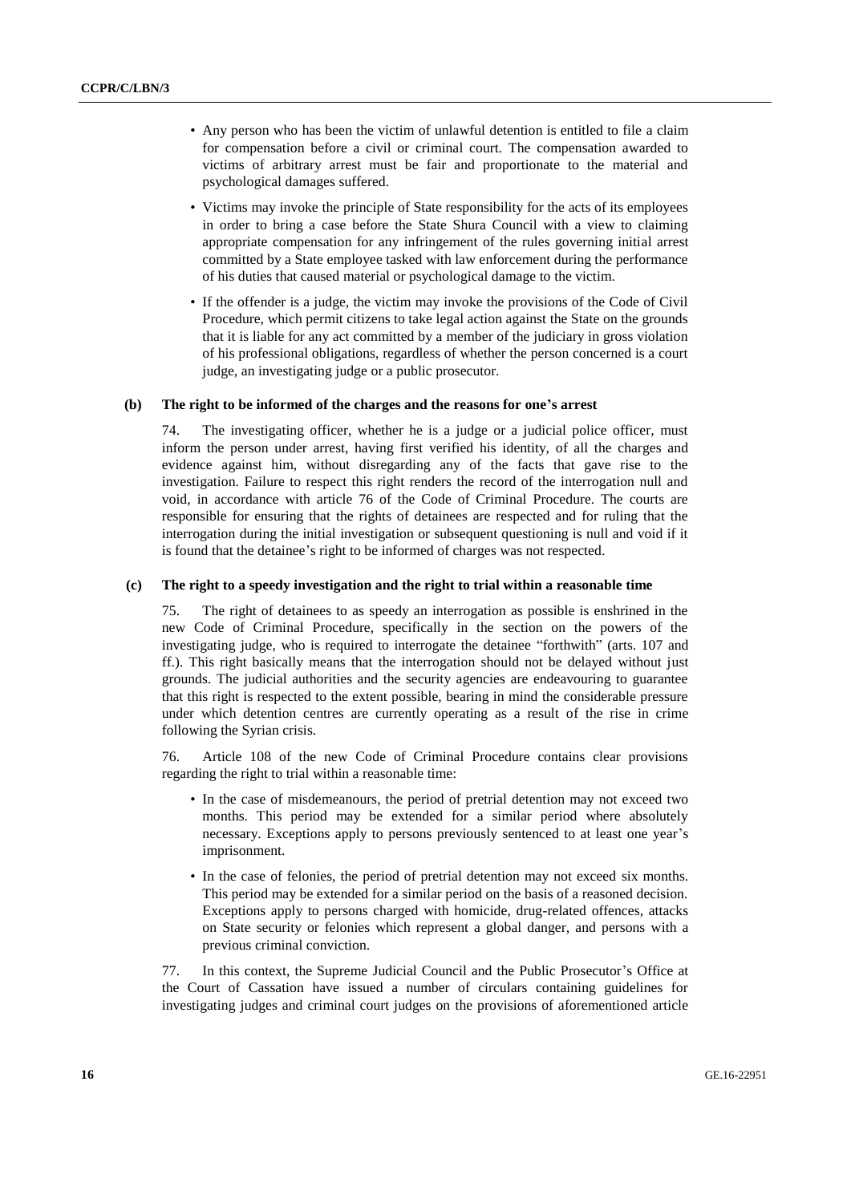- Any person who has been the victim of unlawful detention is entitled to file a claim for compensation before a civil or criminal court. The compensation awarded to victims of arbitrary arrest must be fair and proportionate to the material and psychological damages suffered.
- Victims may invoke the principle of State responsibility for the acts of its employees in order to bring a case before the State Shura Council with a view to claiming appropriate compensation for any infringement of the rules governing initial arrest committed by a State employee tasked with law enforcement during the performance of his duties that caused material or psychological damage to the victim.
- If the offender is a judge, the victim may invoke the provisions of the Code of Civil Procedure, which permit citizens to take legal action against the State on the grounds that it is liable for any act committed by a member of the judiciary in gross violation of his professional obligations, regardless of whether the person concerned is a court judge, an investigating judge or a public prosecutor.

#### (b) The right to be informed of the charges and the reasons for one's arrest

74. The investigating officer, whether he is a judge or a judicial police officer, must inform the person under arrest, having first verified his identity, of all the charges and evidence against him, without disregarding any of the facts that gave rise to the investigation. Failure to respect this right renders the record of the interrogation null and void, in accordance with article 76 of the Code of Criminal Procedure. The courts are responsible for ensuring that the rights of detainees are respected and for ruling that the interrogation during the initial investigation or subsequent questioning is null and void if it is found that the detainee's right to be informed of charges was not respected.

#### (c) The right to a speedy investigation and the right to trial within a reasonable time

75. The right of detainees to as speedy an interrogation as possible is enshrined in the new Code of Criminal Procedure, specifically in the section on the powers of the investigating judge, who is required to interrogate the detainee "forthwith" (arts. 107 and ff.). This right basically means that the interrogation should not be delayed without just grounds. The judicial authorities and the security agencies are endeavouring to guarantee that this right is respected to the extent possible, bearing in mind the considerable pressure under which detention centres are currently operating as a result of the rise in crime following the Syrian crisis.

76. Article 108 of the new Code of Criminal Procedure contains clear provisions regarding the right to trial within a reasonable time:

- In the case of misdemeanours, the period of pretrial detention may not exceed two months. This period may be extended for a similar period where absolutely necessary. Exceptions apply to persons previously sentenced to at least one year's imprisonment.
- In the case of felonies, the period of pretrial detention may not exceed six months. This period may be extended for a similar period on the basis of a reasoned decision. Exceptions apply to persons charged with homicide, drug-related offences, attacks on State security or felonies which represent a global danger, and persons with a previous criminal conviction.

77. In this context, the Supreme Judicial Council and the Public Prosecutor's Office at the Court of Cassation have issued a number of circulars containing guidelines for investigating judges and criminal court judges on the provisions of aforementioned article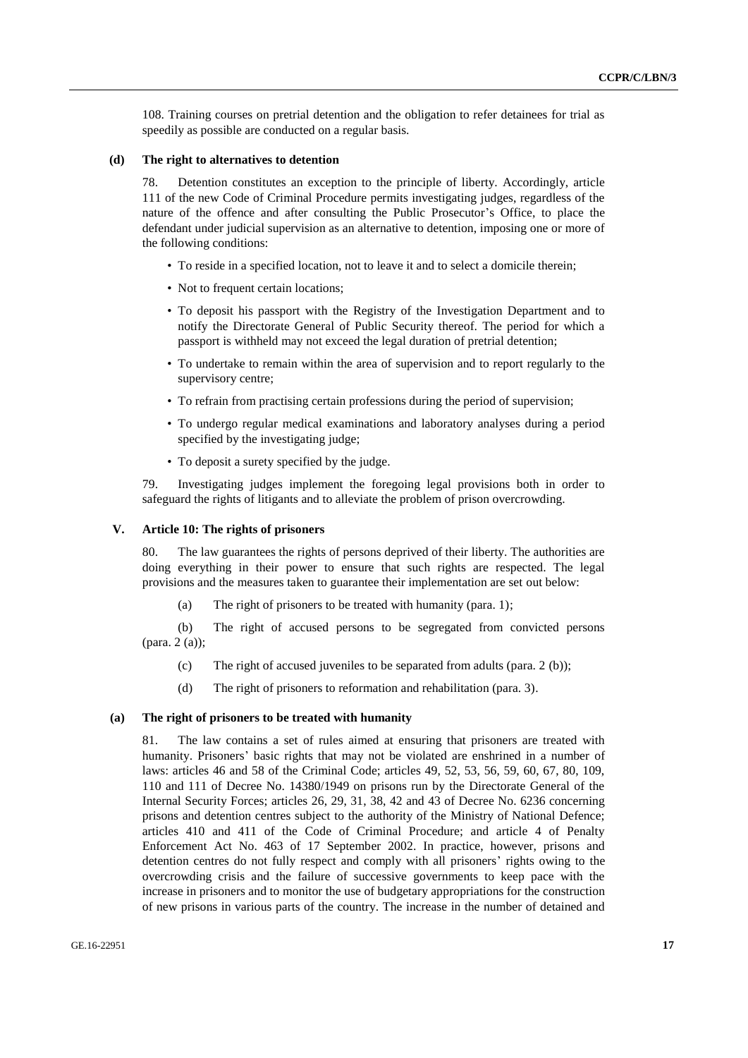108. Training courses on pretrial detention and the obligation to refer detainees for trial as speedily as possible are conducted on a regular basis.

### (d) The right to alternatives to detention

78. Detention constitutes an exception to the principle of liberty. Accordingly, article 111 of the new Code of Criminal Procedure permits investigating judges, regardless of the nature of the offence and after consulting the Public Prosecutor's Office, to place the defendant under judicial supervision as an alternative to detention, imposing one or more of the following conditions:

- To reside in a specified location, not to leave it and to select a domicile therein;
- Not to frequent certain locations;
- To deposit his passport with the Registry of the Investigation Department and to notify the Directorate General of Public Security thereof. The period for which a passport is withheld may not exceed the legal duration of pretrial detention;
- To undertake to remain within the area of supervision and to report regularly to the supervisory centre;
- To refrain from practising certain professions during the period of supervision;
- To undergo regular medical examinations and laboratory analyses during a period specified by the investigating judge;
- To deposit a surety specified by the judge.

79. Investigating judges implement the foregoing legal provisions both in order to safeguard the rights of litigants and to alleviate the problem of prison overcrowding.

## V. Article 10: The rights of prisoners

80. The law guarantees the rights of persons deprived of their liberty. The authorities are doing everything in their power to ensure that such rights are respected. The legal provisions and the measures taken to guarantee their implementation are set out below:

(a) The right of prisoners to be treated with humanity (para. 1);

(b) The right of accused persons to be segregated from convicted persons (para. 2 (a));

(c) The right of accused juveniles to be separated from adults (para. 2 (b));

(d) The right of prisoners to reformation and rehabilitation (para. 3).

### (a) The right of prisoners to be treated with humanity

81. The law contains a set of rules aimed at ensuring that prisoners are treated with humanity. Prisoners' basic rights that may not be violated are enshrined in a number of laws: articles 46 and 58 of the Criminal Code; articles 49, 52, 53, 56, 59, 60, 67, 80, 109, 110 and 111 of Decree No. 14380/1949 on prisons run by the Directorate General of the Internal Security Forces; articles 26, 29, 31, 38, 42 and 43 of Decree No. 6236 concerning prisons and detention centres subject to the authority of the Ministry of National Defence; articles 410 and 411 of the Code of Criminal Procedure; and article 4 of Penalty Enforcement Act No. 463 of 17 September 2002. In practice, however, prisons and detention centres do not fully respect and comply with all prisoners' rights owing to the overcrowding crisis and the failure of successive governments to keep pace with the increase in prisoners and to monitor the use of budgetary appropriations for the construction of new prisons in various parts of the country. The increase in the number of detained and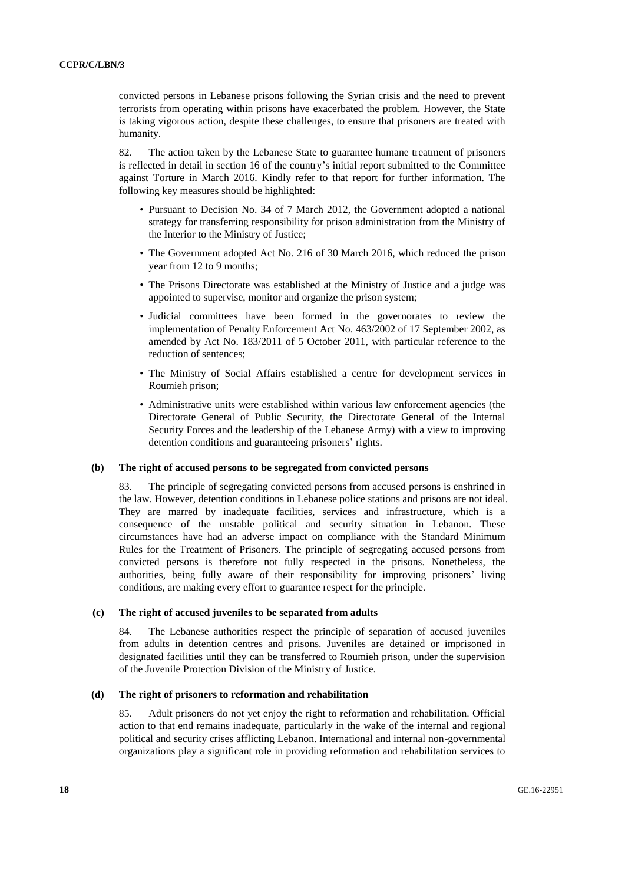convicted persons in Lebanese prisons following the Syrian crisis and the need to prevent terrorists from operating within prisons have exacerbated the problem. However, the State is taking vigorous action, despite these challenges, to ensure that prisoners are treated with humanity.

82. The action taken by the Lebanese State to guarantee humane treatment of prisoners is reflected in detail in section 16 of the country's initial report submitted to the Committee against Torture in March 2016. Kindly refer to that report for further information. The following key measures should be highlighted:

- Pursuant to Decision No. 34 of 7 March 2012, the Government adopted a national strategy for transferring responsibility for prison administration from the Ministry of the Interior to the Ministry of Justice;
- The Government adopted Act No. 216 of 30 March 2016, which reduced the prison year from 12 to 9 months;
- The Prisons Directorate was established at the Ministry of Justice and a judge was appointed to supervise, monitor and organize the prison system;
- Judicial committees have been formed in the governorates to review the implementation of Penalty Enforcement Act No. 463/2002 of 17 September 2002, as amended by Act No. 183/2011 of 5 October 2011, with particular reference to the reduction of sentences;
- The Ministry of Social Affairs established a centre for development services in Roumieh prison;
- Administrative units were established within various law enforcement agencies (the Directorate General of Public Security, the Directorate General of the Internal Security Forces and the leadership of the Lebanese Army) with a view to improving detention conditions and guaranteeing prisoners' rights.

### (b) The right of accused persons to be segregated from convicted persons

83. The principle of segregating convicted persons from accused persons is enshrined in the law. However, detention conditions in Lebanese police stations and prisons are not ideal. They are marred by inadequate facilities, services and infrastructure, which is a consequence of the unstable political and security situation in Lebanon. These circumstances have had an adverse impact on compliance with the Standard Minimum Rules for the Treatment of Prisoners. The principle of segregating accused persons from convicted persons is therefore not fully respected in the prisons. Nonetheless, the authorities, being fully aware of their responsibility for improving prisoners' living conditions, are making every effort to guarantee respect for the principle.

### (c) The right of accused juveniles to be separated from adults

84. The Lebanese authorities respect the principle of separation of accused juveniles from adults in detention centres and prisons. Juveniles are detained or imprisoned in designated facilities until they can be transferred to Roumieh prison, under the supervision of the Juvenile Protection Division of the Ministry of Justice.

### (d) The right of prisoners to reformation and rehabilitation

85. Adult prisoners do not yet enjoy the right to reformation and rehabilitation. Official action to that end remains inadequate, particularly in the wake of the internal and regional political and security crises afflicting Lebanon. International and internal non-governmental organizations play a significant role in providing reformation and rehabilitation services to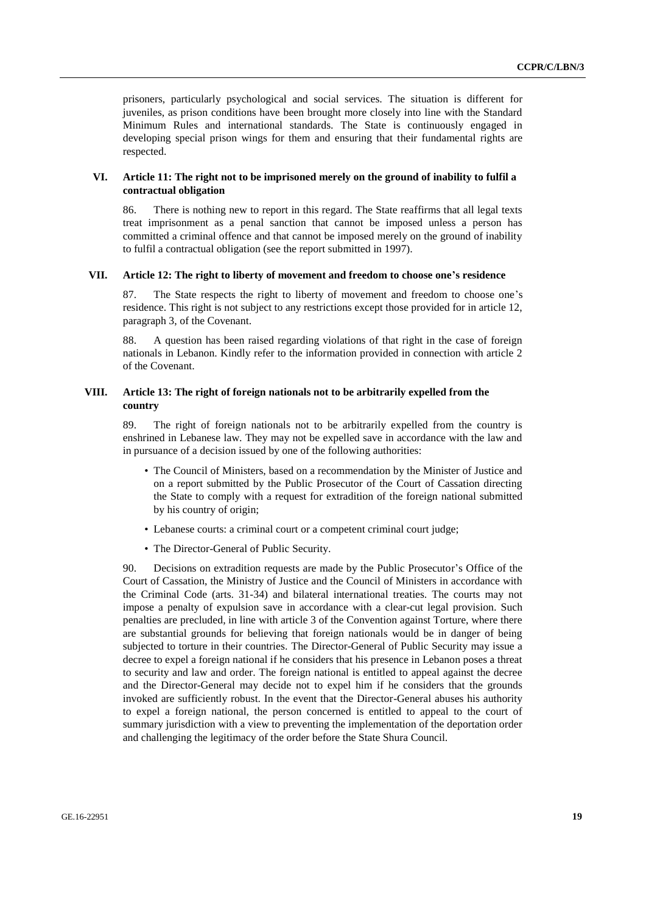prisoners, particularly psychological and social services. The situation is different for juveniles, as prison conditions have been brought more closely into line with the Standard Minimum Rules and international standards. The State is continuously engaged in developing special prison wings for them and ensuring that their fundamental rights are respected.

## VI. Article 11: The right not to be imprisoned merely on the ground of inability to fulfil a contractual obligation

86. There is nothing new to report in this regard. The State reaffirms that all legal texts treat imprisonment as a penal sanction that cannot be imposed unless a person has committed a criminal offence and that cannot be imposed merely on the ground of inability to fulfil a contractual obligation (see the report submitted in 1997).

## VII. Article 12: The right to liberty of movement and freedom to choose one's residence

87. The State respects the right to liberty of movement and freedom to choose one's residence. This right is not subject to any restrictions except those provided for in article 12, paragraph 3, of the Covenant.

88. A question has been raised regarding violations of that right in the case of foreign nationals in Lebanon. Kindly refer to the information provided in connection with article 2 of the Covenant.

## VIII. Article 13: The right of foreign nationals not to be arbitrarily expelled from the country

89. The right of foreign nationals not to be arbitrarily expelled from the country is enshrined in Lebanese law. They may not be expelled save in accordance with the law and in pursuance of a decision issued by one of the following authorities:

- The Council of Ministers, based on a recommendation by the Minister of Justice and on a report submitted by the Public Prosecutor of the Court of Cassation directing the State to comply with a request for extradition of the foreign national submitted by his country of origin;
- Lebanese courts: a criminal court or a competent criminal court judge;
- The Director-General of Public Security.

90. Decisions on extradition requests are made by the Public Prosecutor's Office of the Court of Cassation, the Ministry of Justice and the Council of Ministers in accordance with the Criminal Code (arts. 31-34) and bilateral international treaties. The courts may not impose a penalty of expulsion save in accordance with a clear-cut legal provision. Such penalties are precluded, in line with article 3 of the Convention against Torture, where there are substantial grounds for believing that foreign nationals would be in danger of being subjected to torture in their countries. The Director-General of Public Security may issue a decree to expel a foreign national if he considers that his presence in Lebanon poses a threat to security and law and order. The foreign national is entitled to appeal against the decree and the Director-General may decide not to expel him if he considers that the grounds invoked are sufficiently robust. In the event that the Director-General abuses his authority to expel a foreign national, the person concerned is entitled to appeal to the court of summary jurisdiction with a view to preventing the implementation of the deportation order and challenging the legitimacy of the order before the State Shura Council.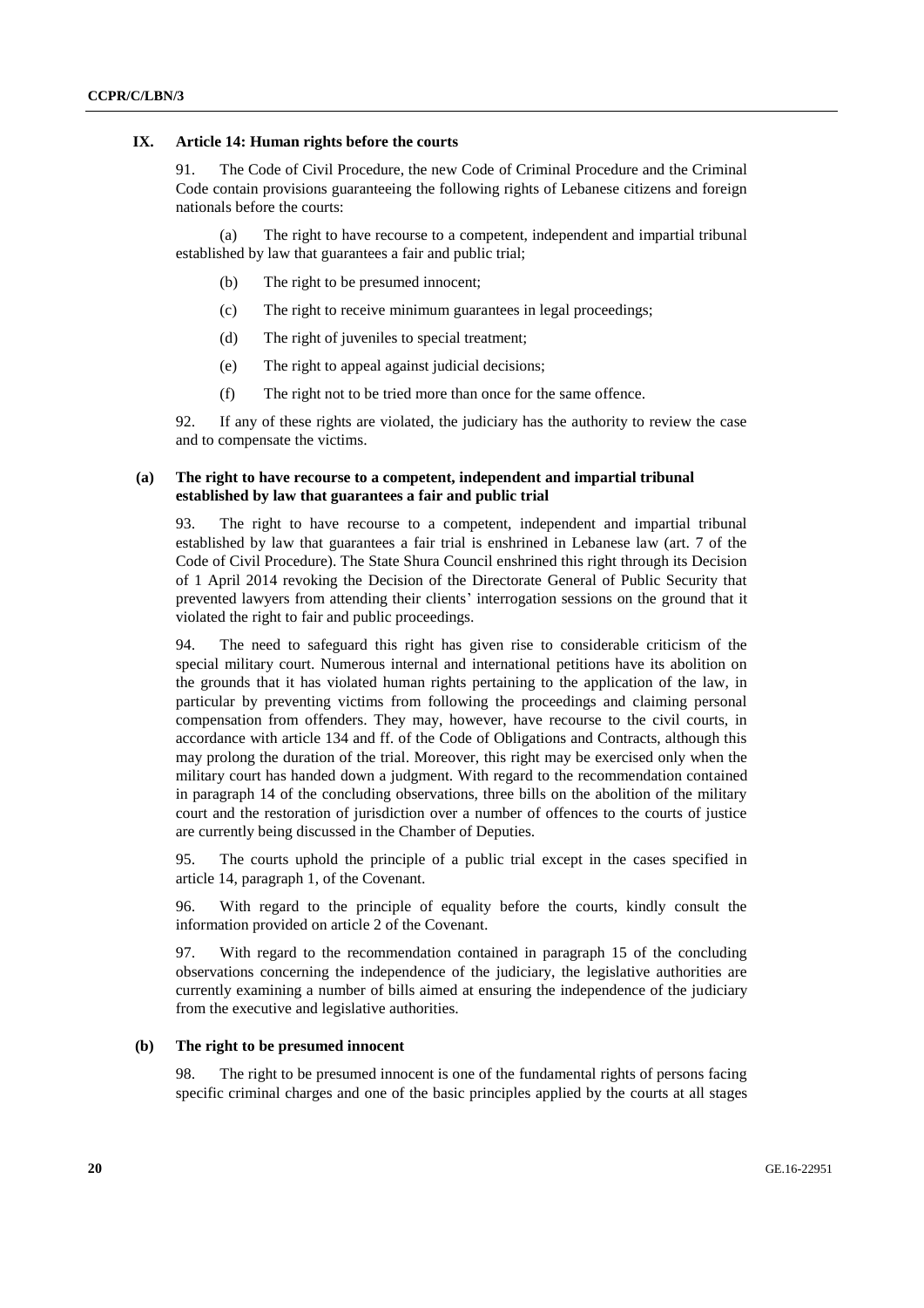## IX. Article 14: Human rights before the courts

91. The Code of Civil Procedure, the new Code of Criminal Procedure and the Criminal Code contain provisions guaranteeing the following rights of Lebanese citizens and foreign nationals before the courts:

(a) The right to have recourse to a competent, independent and impartial tribunal established by law that guarantees a fair and public trial;

(b) The right to be presumed innocent;

(c) The right to receive minimum guarantees in legal proceedings;

(d) The right of juveniles to special treatment;

(e) The right to appeal against judicial decisions;

(f) The right not to be tried more than once for the same offence.

92. If any of these rights are violated, the judiciary has the authority to review the case and to compensate the victims.

### (a) The right to have recourse to a competent, independent and impartial tribunal established by law that guarantees a fair and public trial

93. The right to have recourse to a competent, independent and impartial tribunal established by law that guarantees a fair trial is enshrined in Lebanese law (art. 7 of the Code of Civil Procedure). The State Shura Council enshrined this right through its Decision of 1 April 2014 revoking the Decision of the Directorate General of Public Security that prevented lawyers from attending their clients' interrogation sessions on the ground that it violated the right to fair and public proceedings.

94. The need to safeguard this right has given rise to considerable criticism of the special military court. Numerous internal and international petitions have its abolition on the grounds that it has violated human rights pertaining to the application of the law, in particular by preventing victims from following the proceedings and claiming personal compensation from offenders. They may, however, have recourse to the civil courts, in accordance with article 134 and ff. of the Code of Obligations and Contracts, although this may prolong the duration of the trial. Moreover, this right may be exercised only when the military court has handed down a judgment. With regard to the recommendation contained in paragraph 14 of the concluding observations, three bills on the abolition of the military court and the restoration of jurisdiction over a number of offences to the courts of justice are currently being discussed in the Chamber of Deputies.

95. The courts uphold the principle of a public trial except in the cases specified in article 14, paragraph 1, of the Covenant.

96. With regard to the principle of equality before the courts, kindly consult the information provided on article 2 of the Covenant.

97. With regard to the recommendation contained in paragraph 15 of the concluding observations concerning the independence of the judiciary, the legislative authorities are currently examining a number of bills aimed at ensuring the independence of the judiciary from the executive and legislative authorities.

### (b) The right to be presumed innocent

98. The right to be presumed innocent is one of the fundamental rights of persons facing specific criminal charges and one of the basic principles applied by the courts at all stages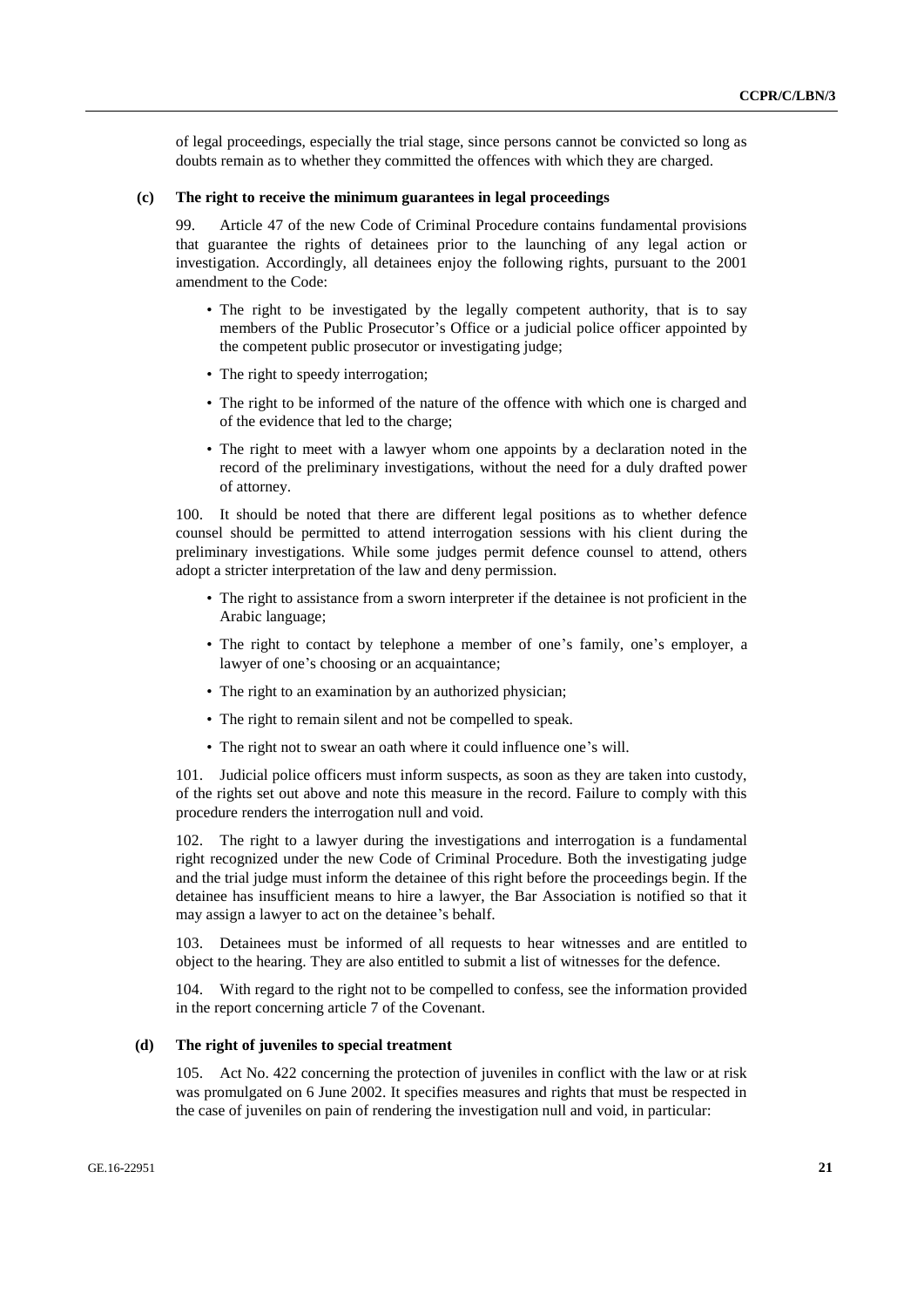of legal proceedings, especially the trial stage, since persons cannot be convicted so long as doubts remain as to whether they committed the offences with which they are charged.

### (c) The right to receive the minimum guarantees in legal proceedings

99. Article 47 of the new Code of Criminal Procedure contains fundamental provisions that guarantee the rights of detainees prior to the launching of any legal action or investigation. Accordingly, all detainees enjoy the following rights, pursuant to the 2001 amendment to the Code:

- The right to be investigated by the legally competent authority, that is to say members of the Public Prosecutor's Office or a judicial police officer appointed by the competent public prosecutor or investigating judge;
- The right to speedy interrogation;
- The right to be informed of the nature of the offence with which one is charged and of the evidence that led to the charge;
- The right to meet with a lawyer whom one appoints by a declaration noted in the record of the preliminary investigations, without the need for a duly drafted power of attorney.

100. It should be noted that there are different legal positions as to whether defence counsel should be permitted to attend interrogation sessions with his client during the preliminary investigations. While some judges permit defence counsel to attend, others adopt a stricter interpretation of the law and deny permission.

- The right to assistance from a sworn interpreter if the detainee is not proficient in the Arabic language;
- The right to contact by telephone a member of one's family, one's employer, a lawyer of one's choosing or an acquaintance;
- The right to an examination by an authorized physician;
- The right to remain silent and not be compelled to speak.
- The right not to swear an oath where it could influence one's will.

101. Judicial police officers must inform suspects, as soon as they are taken into custody, of the rights set out above and note this measure in the record. Failure to comply with this procedure renders the interrogation null and void.

102. The right to a lawyer during the investigations and interrogation is a fundamental right recognized under the new Code of Criminal Procedure. Both the investigating judge and the trial judge must inform the detainee of this right before the proceedings begin. If the detainee has insufficient means to hire a lawyer, the Bar Association is notified so that it may assign a lawyer to act on the detainee's behalf.

103. Detainees must be informed of all requests to hear witnesses and are entitled to object to the hearing. They are also entitled to submit a list of witnesses for the defence.

104. With regard to the right not to be compelled to confess, see the information provided in the report concerning article 7 of the Covenant.

### (d) The right of juveniles to special treatment

105. Act No. 422 concerning the protection of juveniles in conflict with the law or at risk was promulgated on 6 June 2002. It specifies measures and rights that must be respected in the case of juveniles on pain of rendering the investigation null and void, in particular: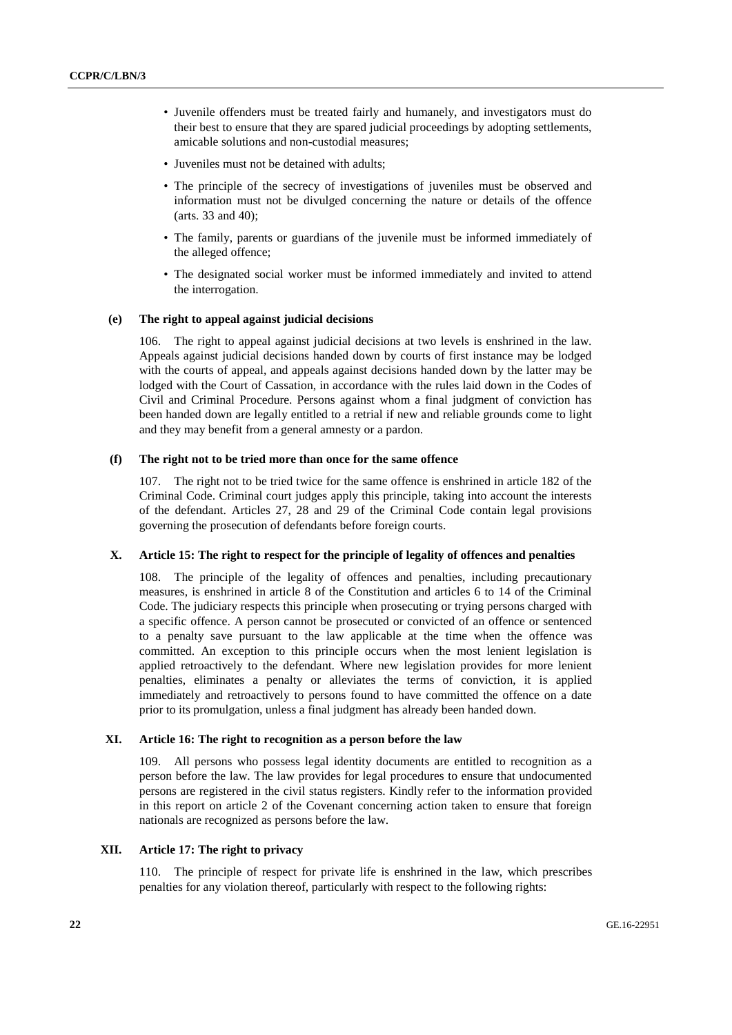- Juvenile offenders must be treated fairly and humanely, and investigators must do their best to ensure that they are spared judicial proceedings by adopting settlements, amicable solutions and non-custodial measures;
- Juveniles must not be detained with adults;
- The principle of the secrecy of investigations of juveniles must be observed and information must not be divulged concerning the nature or details of the offence (arts. 33 and 40);
- The family, parents or guardians of the juvenile must be informed immediately of the alleged offence;
- The designated social worker must be informed immediately and invited to attend the interrogation.

#### (e) The right to appeal against judicial decisions

106. The right to appeal against judicial decisions at two levels is enshrined in the law. Appeals against judicial decisions handed down by courts of first instance may be lodged with the courts of appeal, and appeals against decisions handed down by the latter may be lodged with the Court of Cassation, in accordance with the rules laid down in the Codes of Civil and Criminal Procedure. Persons against whom a final judgment of conviction has been handed down are legally entitled to a retrial if new and reliable grounds come to light and they may benefit from a general amnesty or a pardon.

#### (f) The right not to be tried more than once for the same offence

107. The right not to be tried twice for the same offence is enshrined in article 182 of the Criminal Code. Criminal court judges apply this principle, taking into account the interests of the defendant. Articles 27, 28 and 29 of the Criminal Code contain legal provisions governing the prosecution of defendants before foreign courts.

### X. Article 15: The right to respect for the principle of legality of offences and penalties

108. The principle of the legality of offences and penalties, including precautionary measures, is enshrined in article 8 of the Constitution and articles 6 to 14 of the Criminal Code. The judiciary respects this principle when prosecuting or trying persons charged with a specific offence. A person cannot be prosecuted or convicted of an offence or sentenced to a penalty save pursuant to the law applicable at the time when the offence was committed. An exception to this principle occurs when the most lenient legislation is applied retroactively to the defendant. Where new legislation provides for more lenient penalties, eliminates a penalty or alleviates the terms of conviction, it is applied immediately and retroactively to persons found to have committed the offence on a date prior to its promulgation, unless a final judgment has already been handed down.

### XI. Article 16: The right to recognition as a person before the law

109. All persons who possess legal identity documents are entitled to recognition as a person before the law. The law provides for legal procedures to ensure that undocumented persons are registered in the civil status registers. Kindly refer to the information provided in this report on article 2 of the Covenant concerning action taken to ensure that foreign nationals are recognized as persons before the law.

### XII. Article 17: The right to privacy

110. The principle of respect for private life is enshrined in the law, which prescribes penalties for any violation thereof, particularly with respect to the following rights: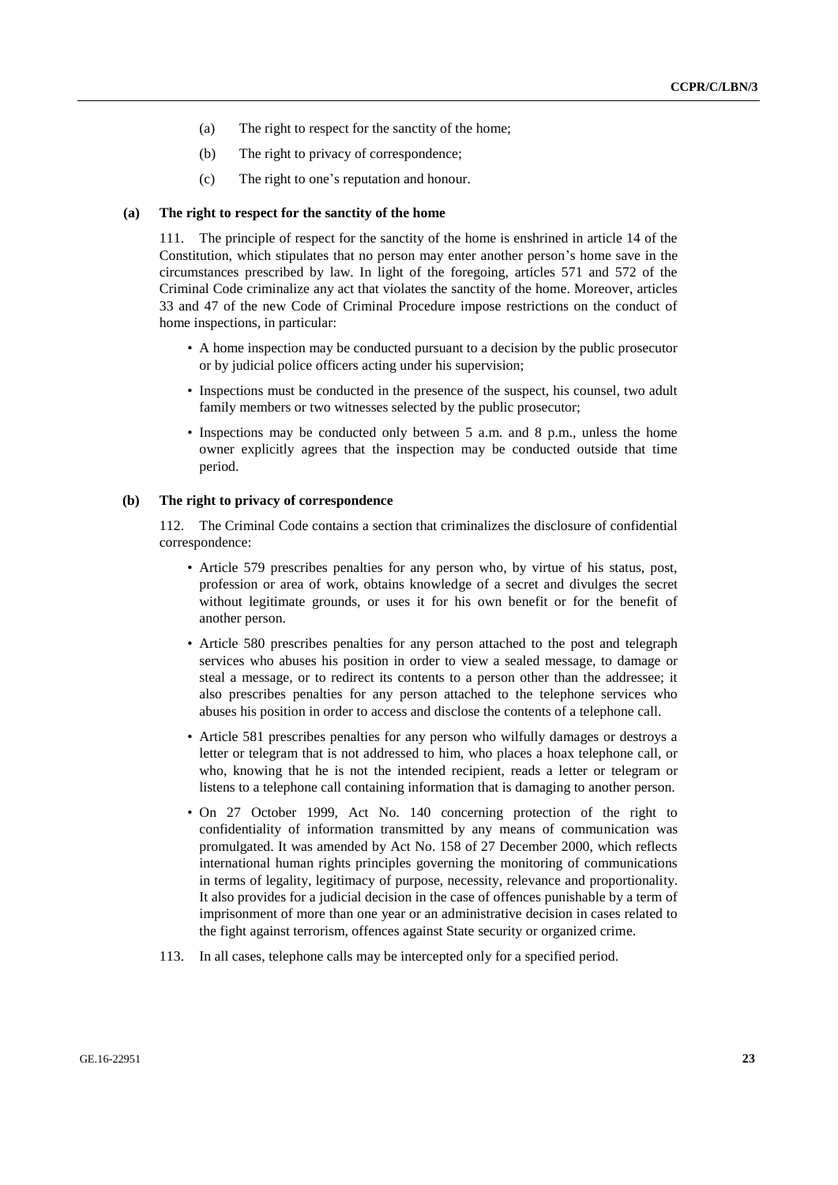(a) The right to respect for the sanctity of the home;

(b) The right to privacy of correspondence;

(c) The right to one's reputation and honour.

### (a) The right to respect for the sanctity of the home

111. The principle of respect for the sanctity of the home is enshrined in article 14 of the Constitution, which stipulates that no person may enter another person's home save in the circumstances prescribed by law. In light of the foregoing, articles 571 and 572 of the Criminal Code criminalize any act that violates the sanctity of the home. Moreover, articles 33 and 47 of the new Code of Criminal Procedure impose restrictions on the conduct of home inspections, in particular:

- A home inspection may be conducted pursuant to a decision by the public prosecutor or by judicial police officers acting under his supervision;
- Inspections must be conducted in the presence of the suspect, his counsel, two adult family members or two witnesses selected by the public prosecutor;
- Inspections may be conducted only between 5 a.m. and 8 p.m., unless the home owner explicitly agrees that the inspection may be conducted outside that time period.

### (b) The right to privacy of correspondence

112. The Criminal Code contains a section that criminalizes the disclosure of confidential correspondence:

- Article 579 prescribes penalties for any person who, by virtue of his status, post, profession or area of work, obtains knowledge of a secret and divulges the secret without legitimate grounds, or uses it for his own benefit or for the benefit of another person.
- Article 580 prescribes penalties for any person attached to the post and telegraph services who abuses his position in order to view a sealed message, to damage or steal a message, or to redirect its contents to a person other than the addressee; it also prescribes penalties for any person attached to the telephone services who abuses his position in order to access and disclose the contents of a telephone call.
- Article 581 prescribes penalties for any person who wilfully damages or destroys a letter or telegram that is not addressed to him, who places a hoax telephone call, or who, knowing that he is not the intended recipient, reads a letter or telegram or listens to a telephone call containing information that is damaging to another person.
- On 27 October 1999, Act No. 140 concerning protection of the right to confidentiality of information transmitted by any means of communication was promulgated. It was amended by Act No. 158 of 27 December 2000, which reflects international human rights principles governing the monitoring of communications in terms of legality, legitimacy of purpose, necessity, relevance and proportionality. It also provides for a judicial decision in the case of offences punishable by a term of imprisonment of more than one year or an administrative decision in cases related to the fight against terrorism, offences against State security or organized crime.

113. In all cases, telephone calls may be intercepted only for a specified period.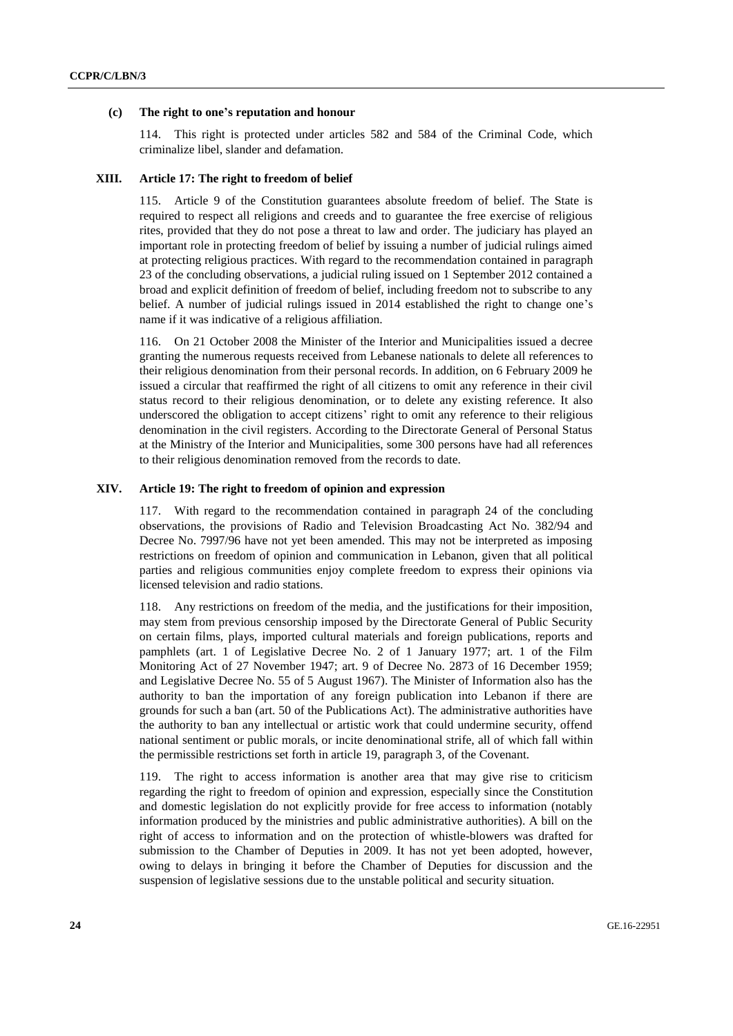### (c) The right to one's reputation and honour

114. This right is protected under articles 582 and 584 of the Criminal Code, which criminalize libel, slander and defamation.

## XIII. Article 17: The right to freedom of belief

115. Article 9 of the Constitution guarantees absolute freedom of belief. The State is required to respect all religions and creeds and to guarantee the free exercise of religious rites, provided that they do not pose a threat to law and order. The judiciary has played an important role in protecting freedom of belief by issuing a number of judicial rulings aimed at protecting religious practices. With regard to the recommendation contained in paragraph 23 of the concluding observations, a judicial ruling issued on 1 September 2012 contained a broad and explicit definition of freedom of belief, including freedom not to subscribe to any belief. A number of judicial rulings issued in 2014 established the right to change one's name if it was indicative of a religious affiliation.

116. On 21 October 2008 the Minister of the Interior and Municipalities issued a decree granting the numerous requests received from Lebanese nationals to delete all references to their religious denomination from their personal records. In addition, on 6 February 2009 he issued a circular that reaffirmed the right of all citizens to omit any reference in their civil status record to their religious denomination, or to delete any existing reference. It also underscored the obligation to accept citizens' right to omit any reference to their religious denomination in the civil registers. According to the Directorate General of Personal Status at the Ministry of the Interior and Municipalities, some 300 persons have had all references to their religious denomination removed from the records to date.

## XIV. Article 19: The right to freedom of opinion and expression

117. With regard to the recommendation contained in paragraph 24 of the concluding observations, the provisions of Radio and Television Broadcasting Act No. 382/94 and Decree No. 7997/96 have not yet been amended. This may not be interpreted as imposing restrictions on freedom of opinion and communication in Lebanon, given that all political parties and religious communities enjoy complete freedom to express their opinions via licensed television and radio stations.

118. Any restrictions on freedom of the media, and the justifications for their imposition, may stem from previous censorship imposed by the Directorate General of Public Security on certain films, plays, imported cultural materials and foreign publications, reports and pamphlets (art. 1 of Legislative Decree No. 2 of 1 January 1977; art. 1 of the Film Monitoring Act of 27 November 1947; art. 9 of Decree No. 2873 of 16 December 1959; and Legislative Decree No. 55 of 5 August 1967). The Minister of Information also has the authority to ban the importation of any foreign publication into Lebanon if there are grounds for such a ban (art. 50 of the Publications Act). The administrative authorities have the authority to ban any intellectual or artistic work that could undermine security, offend national sentiment or public morals, or incite denominational strife, all of which fall within the permissible restrictions set forth in article 19, paragraph 3, of the Covenant.

119. The right to access information is another area that may give rise to criticism regarding the right to freedom of opinion and expression, especially since the Constitution and domestic legislation do not explicitly provide for free access to information (notably information produced by the ministries and public administrative authorities). A bill on the right of access to information and on the protection of whistle-blowers was drafted for submission to the Chamber of Deputies in 2009. It has not yet been adopted, however, owing to delays in bringing it before the Chamber of Deputies for discussion and the suspension of legislative sessions due to the unstable political and security situation.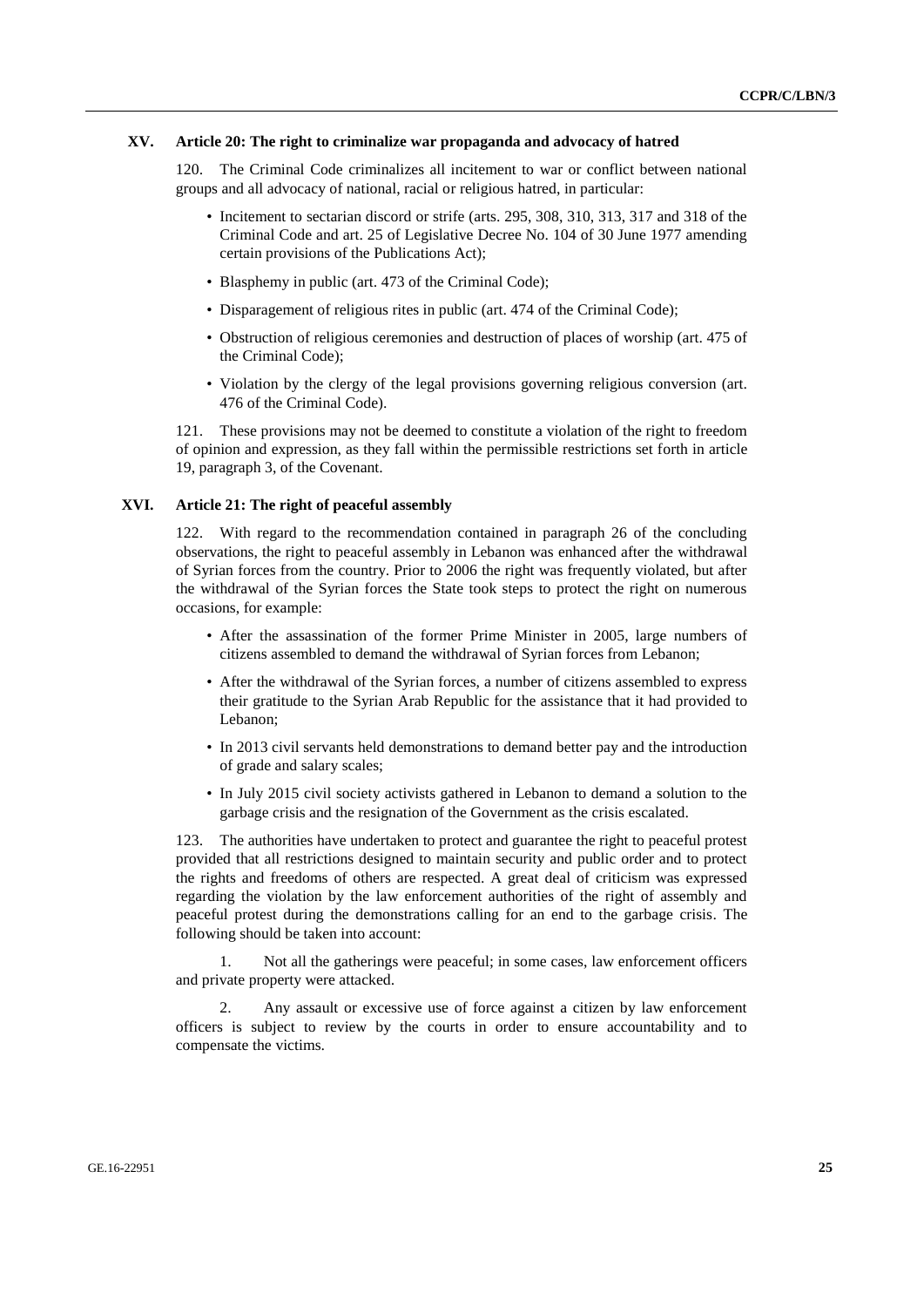## XV. Article 20: The right to criminalize war propaganda and advocacy of hatred

120. The Criminal Code criminalizes all incitement to war or conflict between national groups and all advocacy of national, racial or religious hatred, in particular:

- Incitement to sectarian discord or strife (arts. 295, 308, 310, 313, 317 and 318 of the Criminal Code and art. 25 of Legislative Decree No. 104 of 30 June 1977 amending certain provisions of the Publications Act);
- Blasphemy in public (art. 473 of the Criminal Code);
- Disparagement of religious rites in public (art. 474 of the Criminal Code);
- Obstruction of religious ceremonies and destruction of places of worship (art. 475 of the Criminal Code);
- Violation by the clergy of the legal provisions governing religious conversion (art. 476 of the Criminal Code).

121. These provisions may not be deemed to constitute a violation of the right to freedom of opinion and expression, as they fall within the permissible restrictions set forth in article 19, paragraph 3, of the Covenant.

## XVI. Article 21: The right of peaceful assembly

122. With regard to the recommendation contained in paragraph 26 of the concluding observations, the right to peaceful assembly in Lebanon was enhanced after the withdrawal of Syrian forces from the country. Prior to 2006 the right was frequently violated, but after the withdrawal of the Syrian forces the State took steps to protect the right on numerous occasions, for example:

- After the assassination of the former Prime Minister in 2005, large numbers of citizens assembled to demand the withdrawal of Syrian forces from Lebanon;
- After the withdrawal of the Syrian forces, a number of citizens assembled to express their gratitude to the Syrian Arab Republic for the assistance that it had provided to Lebanon;
- In 2013 civil servants held demonstrations to demand better pay and the introduction of grade and salary scales;
- In July 2015 civil society activists gathered in Lebanon to demand a solution to the garbage crisis and the resignation of the Government as the crisis escalated.

123. The authorities have undertaken to protect and guarantee the right to peaceful protest provided that all restrictions designed to maintain security and public order and to protect the rights and freedoms of others are respected. A great deal of criticism was expressed regarding the violation by the law enforcement authorities of the right of assembly and peaceful protest during the demonstrations calling for an end to the garbage crisis. The following should be taken into account:

1. Not all the gatherings were peaceful; in some cases, law enforcement officers and private property were attacked.

2. Any assault or excessive use of force against a citizen by law enforcement officers is subject to review by the courts in order to ensure accountability and to compensate the victims.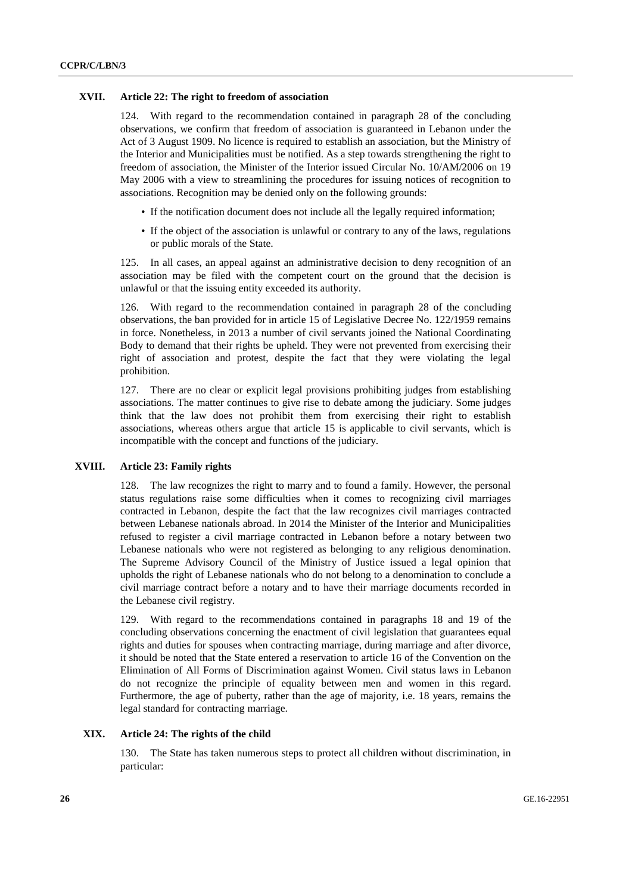## XVII. Article 22: The right to freedom of association

124. With regard to the recommendation contained in paragraph 28 of the concluding observations, we confirm that freedom of association is guaranteed in Lebanon under the Act of 3 August 1909. No licence is required to establish an association, but the Ministry of the Interior and Municipalities must be notified. As a step towards strengthening the right to freedom of association, the Minister of the Interior issued Circular No. 10/AM/2006 on 19 May 2006 with a view to streamlining the procedures for issuing notices of recognition to associations. Recognition may be denied only on the following grounds:

- If the notification document does not include all the legally required information;
- If the object of the association is unlawful or contrary to any of the laws, regulations or public morals of the State.

125. In all cases, an appeal against an administrative decision to deny recognition of an association may be filed with the competent court on the ground that the decision is unlawful or that the issuing entity exceeded its authority.

126. With regard to the recommendation contained in paragraph 28 of the concluding observations, the ban provided for in article 15 of Legislative Decree No. 122/1959 remains in force. Nonetheless, in 2013 a number of civil servants joined the National Coordinating Body to demand that their rights be upheld. They were not prevented from exercising their right of association and protest, despite the fact that they were violating the legal prohibition.

127. There are no clear or explicit legal provisions prohibiting judges from establishing associations. The matter continues to give rise to debate among the judiciary. Some judges think that the law does not prohibit them from exercising their right to establish associations, whereas others argue that article 15 is applicable to civil servants, which is incompatible with the concept and functions of the judiciary.

## XVIII. Article 23: Family rights

128. The law recognizes the right to marry and to found a family. However, the personal status regulations raise some difficulties when it comes to recognizing civil marriages contracted in Lebanon, despite the fact that the law recognizes civil marriages contracted between Lebanese nationals abroad. In 2014 the Minister of the Interior and Municipalities refused to register a civil marriage contracted in Lebanon before a notary between two Lebanese nationals who were not registered as belonging to any religious denomination. The Supreme Advisory Council of the Ministry of Justice issued a legal opinion that upholds the right of Lebanese nationals who do not belong to a denomination to conclude a civil marriage contract before a notary and to have their marriage documents recorded in the Lebanese civil registry.

129. With regard to the recommendations contained in paragraphs 18 and 19 of the concluding observations concerning the enactment of civil legislation that guarantees equal rights and duties for spouses when contracting marriage, during marriage and after divorce, it should be noted that the State entered a reservation to article 16 of the Convention on the Elimination of All Forms of Discrimination against Women. Civil status laws in Lebanon do not recognize the principle of equality between men and women in this regard. Furthermore, the age of puberty, rather than the age of majority, i.e. 18 years, remains the legal standard for contracting marriage.

## XIX. Article 24: The rights of the child

130. The State has taken numerous steps to protect all children without discrimination, in particular: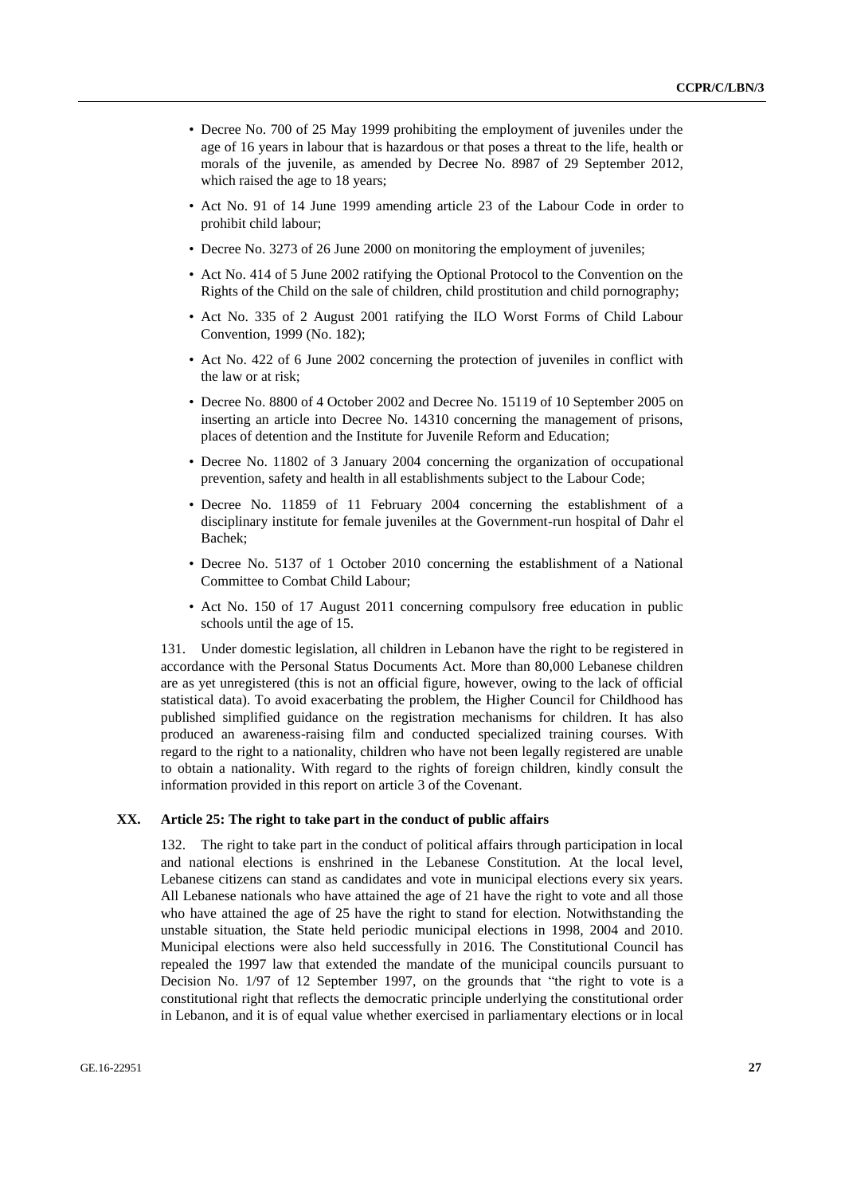- Decree No. 700 of 25 May 1999 prohibiting the employment of juveniles under the age of 16 years in labour that is hazardous or that poses a threat to the life, health or morals of the juvenile, as amended by Decree No. 8987 of 29 September 2012, which raised the age to 18 years;
- Act No. 91 of 14 June 1999 amending article 23 of the Labour Code in order to prohibit child labour;
- Decree No. 3273 of 26 June 2000 on monitoring the employment of juveniles;
- Act No. 414 of 5 June 2002 ratifying the Optional Protocol to the Convention on the Rights of the Child on the sale of children, child prostitution and child pornography;
- Act No. 335 of 2 August 2001 ratifying the ILO Worst Forms of Child Labour Convention, 1999 (No. 182);
- Act No. 422 of 6 June 2002 concerning the protection of juveniles in conflict with the law or at risk;
- Decree No. 8800 of 4 October 2002 and Decree No. 15119 of 10 September 2005 on inserting an article into Decree No. 14310 concerning the management of prisons, places of detention and the Institute for Juvenile Reform and Education;
- Decree No. 11802 of 3 January 2004 concerning the organization of occupational prevention, safety and health in all establishments subject to the Labour Code;
- Decree No. 11859 of 11 February 2004 concerning the establishment of a disciplinary institute for female juveniles at the Government-run hospital of Dahr el Bachek;
- Decree No. 5137 of 1 October 2010 concerning the establishment of a National Committee to Combat Child Labour;
- Act No. 150 of 17 August 2011 concerning compulsory free education in public schools until the age of 15.

131. Under domestic legislation, all children in Lebanon have the right to be registered in accordance with the Personal Status Documents Act. More than 80,000 Lebanese children are as yet unregistered (this is not an official figure, however, owing to the lack of official statistical data). To avoid exacerbating the problem, the Higher Council for Childhood has published simplified guidance on the registration mechanisms for children. It has also produced an awareness-raising film and conducted specialized training courses. With regard to the right to a nationality, children who have not been legally registered are unable to obtain a nationality. With regard to the rights of foreign children, kindly consult the information provided in this report on article 3 of the Covenant.

## XX. Article 25: The right to take part in the conduct of public affairs

132. The right to take part in the conduct of political affairs through participation in local and national elections is enshrined in the Lebanese Constitution. At the local level, Lebanese citizens can stand as candidates and vote in municipal elections every six years. All Lebanese nationals who have attained the age of 21 have the right to vote and all those who have attained the age of 25 have the right to stand for election. Notwithstanding the unstable situation, the State held periodic municipal elections in 1998, 2004 and 2010. Municipal elections were also held successfully in 2016. The Constitutional Council has repealed the 1997 law that extended the mandate of the municipal councils pursuant to Decision No. 1/97 of 12 September 1997, on the grounds that "the right to vote is a constitutional right that reflects the democratic principle underlying the constitutional order in Lebanon, and it is of equal value whether exercised in parliamentary elections or in local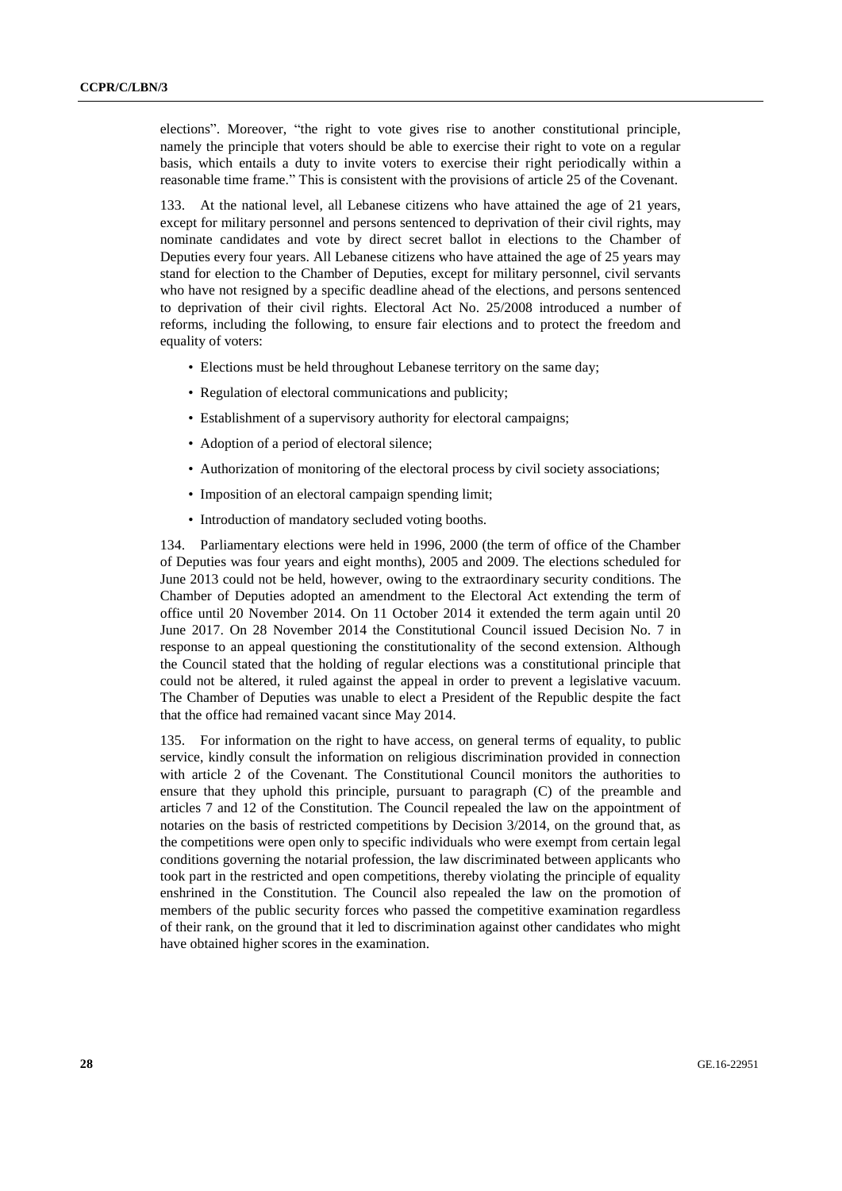elections". Moreover, "the right to vote gives rise to another constitutional principle, namely the principle that voters should be able to exercise their right to vote on a regular basis, which entails a duty to invite voters to exercise their right periodically within a reasonable time frame." This is consistent with the provisions of article 25 of the Covenant.

133. At the national level, all Lebanese citizens who have attained the age of 21 years, except for military personnel and persons sentenced to deprivation of their civil rights, may nominate candidates and vote by direct secret ballot in elections to the Chamber of Deputies every four years. All Lebanese citizens who have attained the age of 25 years may stand for election to the Chamber of Deputies, except for military personnel, civil servants who have not resigned by a specific deadline ahead of the elections, and persons sentenced to deprivation of their civil rights. Electoral Act No. 25/2008 introduced a number of reforms, including the following, to ensure fair elections and to protect the freedom and equality of voters:

- Elections must be held throughout Lebanese territory on the same day;
- Regulation of electoral communications and publicity;
- Establishment of a supervisory authority for electoral campaigns;
- Adoption of a period of electoral silence;
- Authorization of monitoring of the electoral process by civil society associations;
- Imposition of an electoral campaign spending limit;
- Introduction of mandatory secluded voting booths.

134. Parliamentary elections were held in 1996, 2000 (the term of office of the Chamber of Deputies was four years and eight months), 2005 and 2009. The elections scheduled for June 2013 could not be held, however, owing to the extraordinary security conditions. The Chamber of Deputies adopted an amendment to the Electoral Act extending the term of office until 20 November 2014. On 11 October 2014 it extended the term again until 20 June 2017. On 28 November 2014 the Constitutional Council issued Decision No. 7 in response to an appeal questioning the constitutionality of the second extension. Although the Council stated that the holding of regular elections was a constitutional principle that could not be altered, it ruled against the appeal in order to prevent a legislative vacuum. The Chamber of Deputies was unable to elect a President of the Republic despite the fact that the office had remained vacant since May 2014.

135. For information on the right to have access, on general terms of equality, to public service, kindly consult the information on religious discrimination provided in connection with article 2 of the Covenant. The Constitutional Council monitors the authorities to ensure that they uphold this principle, pursuant to paragraph (C) of the preamble and articles 7 and 12 of the Constitution. The Council repealed the law on the appointment of notaries on the basis of restricted competitions by Decision 3/2014, on the ground that, as the competitions were open only to specific individuals who were exempt from certain legal conditions governing the notarial profession, the law discriminated between applicants who took part in the restricted and open competitions, thereby violating the principle of equality enshrined in the Constitution. The Council also repealed the law on the promotion of members of the public security forces who passed the competitive examination regardless of their rank, on the ground that it led to discrimination against other candidates who might have obtained higher scores in the examination.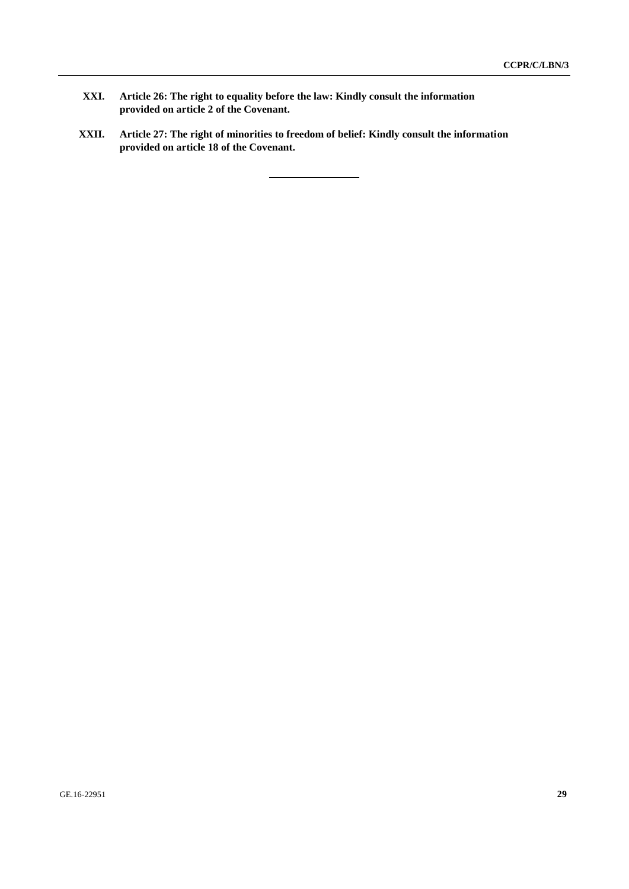## XXI. Article 26: The right to equality before the law: Kindly consult the information provided on article 2 of the Covenant.

## XXII. Article 27: The right of minorities to freedom of belief: Kindly consult the information provided on article 18 of the Covenant.